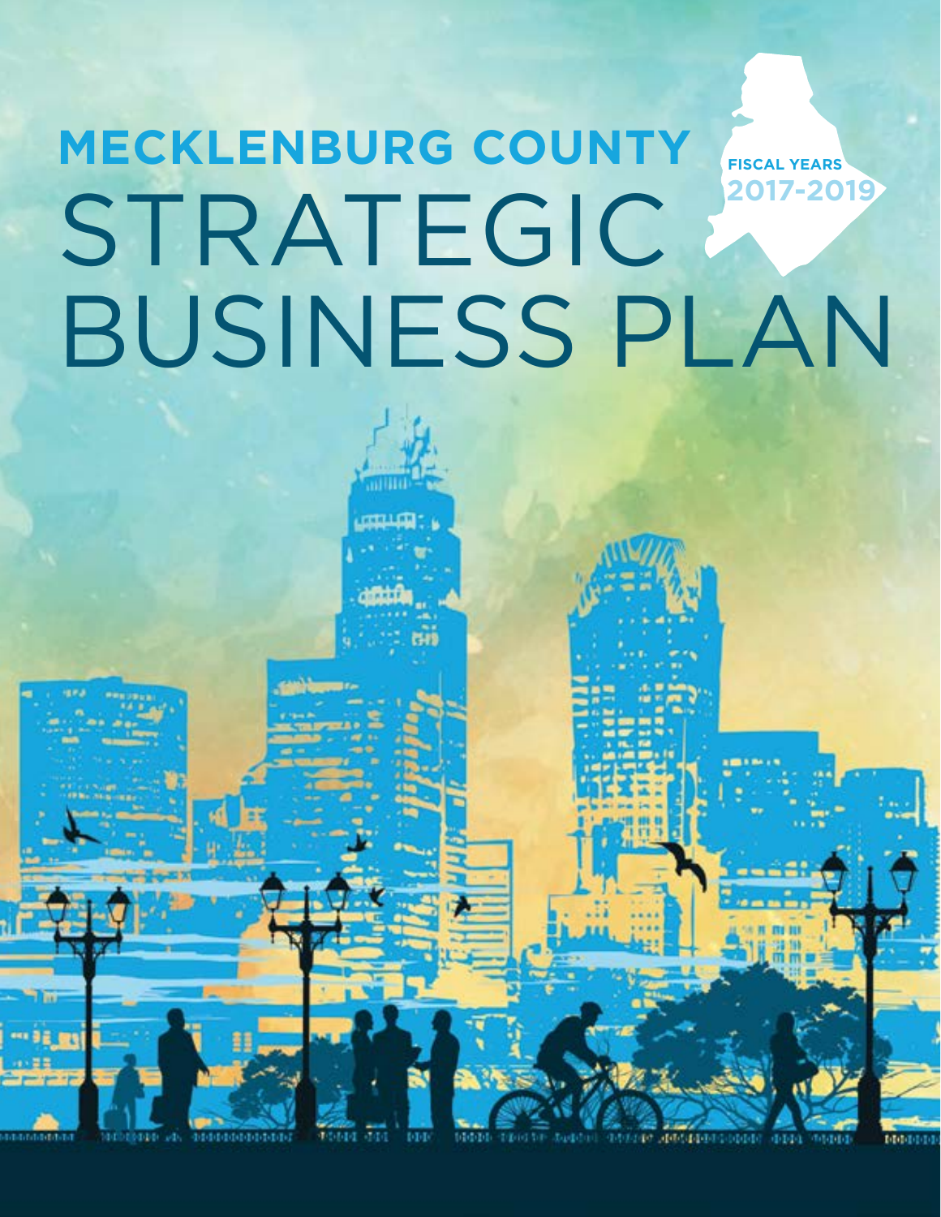# MECKLENBURG COUNTY STRATEGIC BUSINESS PLAN

FISCAL YEARS 2017-2019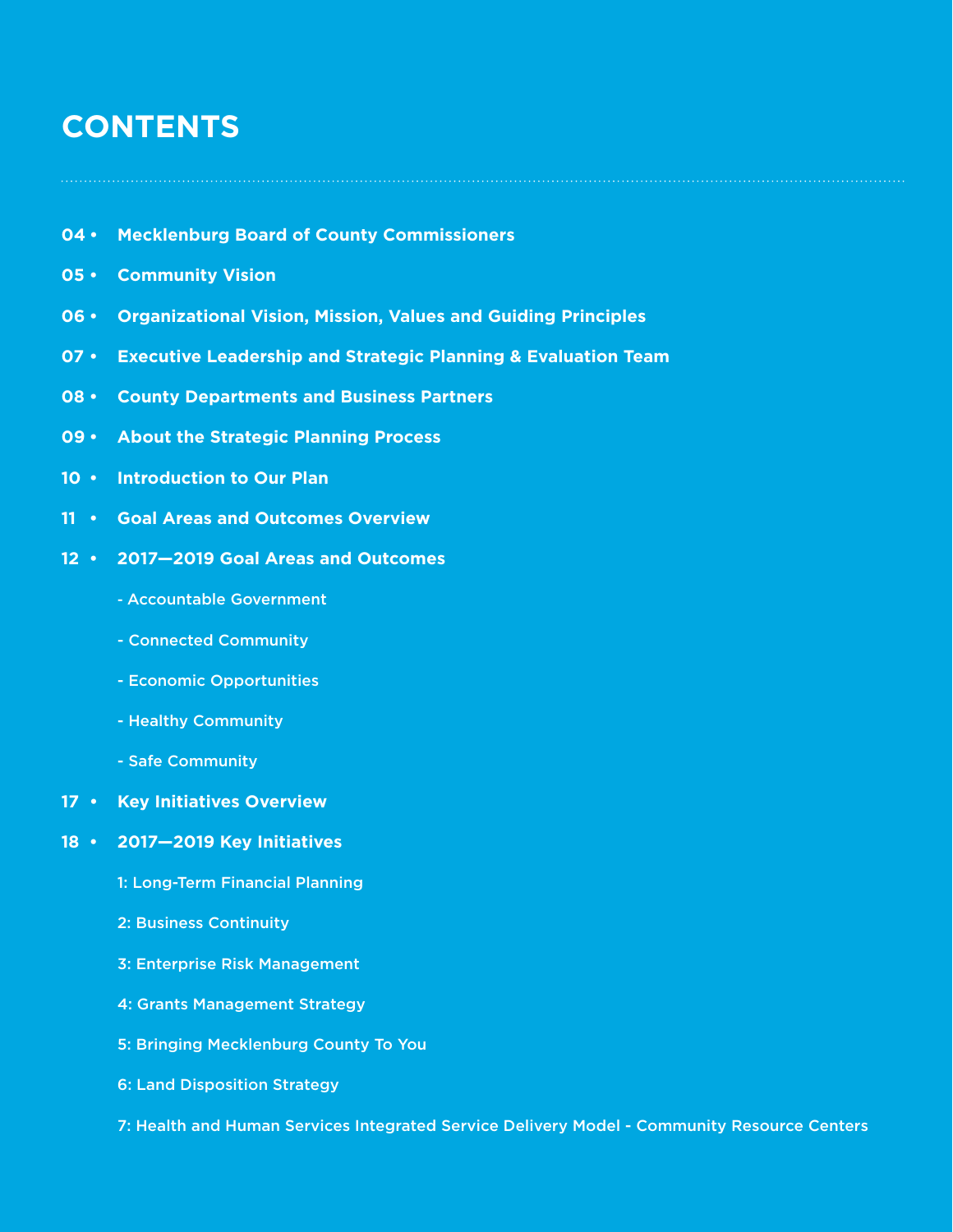# CONTENTS

04 • **Mecklenburg Board of County Commissioners**

05 • **Community Vision**

06 • **Organizational Vision, Mission, Values and Guiding Principles**

07 • **Executive Leadership and Strategic Planning & Evaluation Team**

08 • **County Departments and Business Partners**

09 • **About the Strategic Planning Process**

10 • **Introduction to Our Plan**

11 • **Goal Areas and Outcomes Overview**

12 • **2017—2019 Goal Areas and Outcomes**

- Accountable Government
- Connected Community
- Economic Opportunities
- Healthy Community
- Safe Community

17 • **Key Initiatives Overview**

18 • **2017—2019 Key Initiatives**

1: Long-Term Financial Planning

2: Business Continuity

3: Enterprise Risk Management

4: Grants Management Strategy

5: Bringing Mecklenburg County To You

6: Land Disposition Strategy

7: Health and Human Services Integrated Service Delivery Model - Community Resource Centers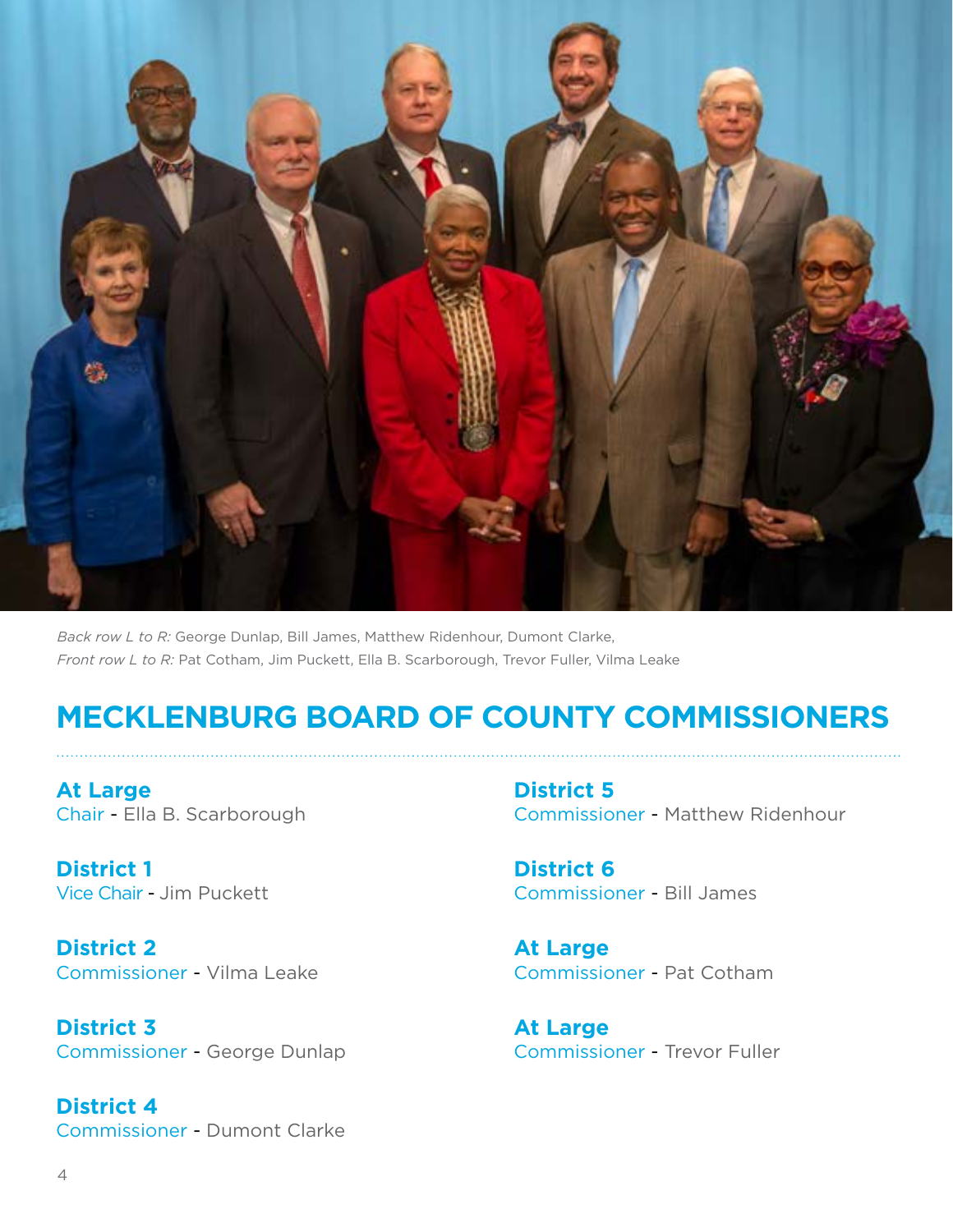*Back row L to R:* George Dunlap, Bill James, Matthew Ridenhour, Dumont Clarke,
*Front row L to R:* Pat Cotham, Jim Puckett, Ella B. Scarborough, Trevor Fuller, Vilma Leake

# MECKLENBURG BOARD OF COUNTY COMMISSIONERS

**At Large**
Chair - Ella B. Scarborough

**District 1**
Vice Chair - Jim Puckett

**District 2**
Commissioner - Vilma Leake

**District 3**
Commissioner - George Dunlap

**District 4**
Commissioner - Dumont Clarke

**District 5**
Commissioner - Matthew Ridenhour

**District 6**
Commissioner - Bill James

**At Large**
Commissioner - Pat Cotham

**At Large**
Commissioner - Trevor Fuller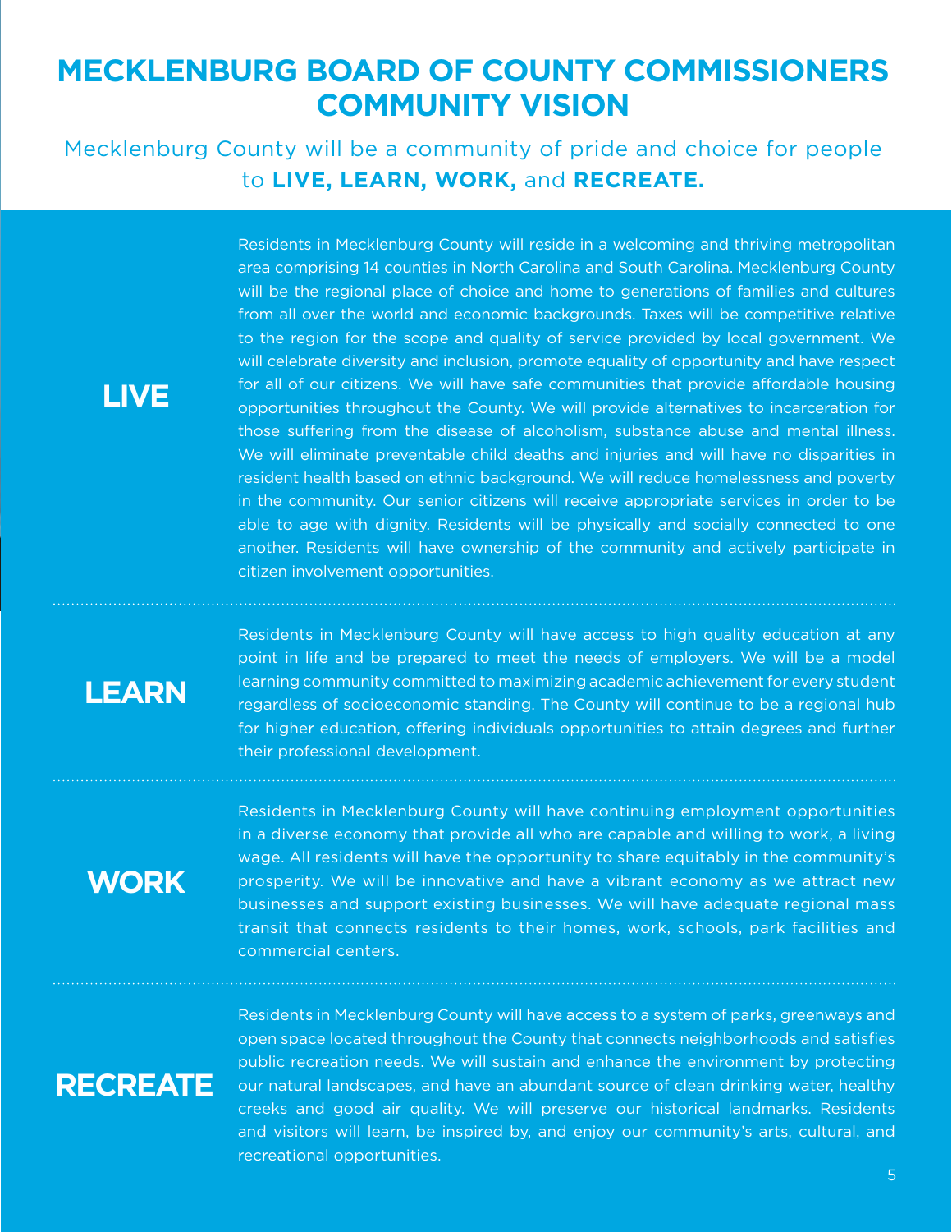# MECKLENBURG BOARD OF COUNTY COMMISSIONERS COMMUNITY VISION

Mecklenburg County will be a community of pride and choice for people to **LIVE, LEARN, WORK,** and **RECREATE.**

## LIVE

Residents in Mecklenburg County will reside in a welcoming and thriving metropolitan area comprising 14 counties in North Carolina and South Carolina. Mecklenburg County will be the regional place of choice and home to generations of families and cultures from all over the world and economic backgrounds. Taxes will be competitive relative to the region for the scope and quality of service provided by local government. We will celebrate diversity and inclusion, promote equality of opportunity and have respect for all of our citizens. We will have safe communities that provide affordable housing opportunities throughout the County. We will provide alternatives to incarceration for those suffering from the disease of alcoholism, substance abuse and mental illness. We will eliminate preventable child deaths and injuries and will have no disparities in resident health based on ethnic background. We will reduce homelessness and poverty in the community. Our senior citizens will receive appropriate services in order to be able to age with dignity. Residents will be physically and socially connected to one another. Residents will have ownership of the community and actively participate in citizen involvement opportunities.

## LEARN

Residents in Mecklenburg County will have access to high quality education at any point in life and be prepared to meet the needs of employers. We will be a model learning community committed to maximizing academic achievement for every student regardless of socioeconomic standing. The County will continue to be a regional hub for higher education, offering individuals opportunities to attain degrees and further their professional development.

## WORK

Residents in Mecklenburg County will have continuing employment opportunities in a diverse economy that provide all who are capable and willing to work, a living wage. All residents will have the opportunity to share equitably in the community's prosperity. We will be innovative and have a vibrant economy as we attract new businesses and support existing businesses. We will have adequate regional mass transit that connects residents to their homes, work, schools, park facilities and commercial centers.

## RECREATE

Residents in Mecklenburg County will have access to a system of parks, greenways and open space located throughout the County that connects neighborhoods and satisfies public recreation needs. We will sustain and enhance the environment by protecting our natural landscapes, and have an abundant source of clean drinking water, healthy creeks and good air quality. We will preserve our historical landmarks. Residents and visitors will learn, be inspired by, and enjoy our community's arts, cultural, and recreational opportunities.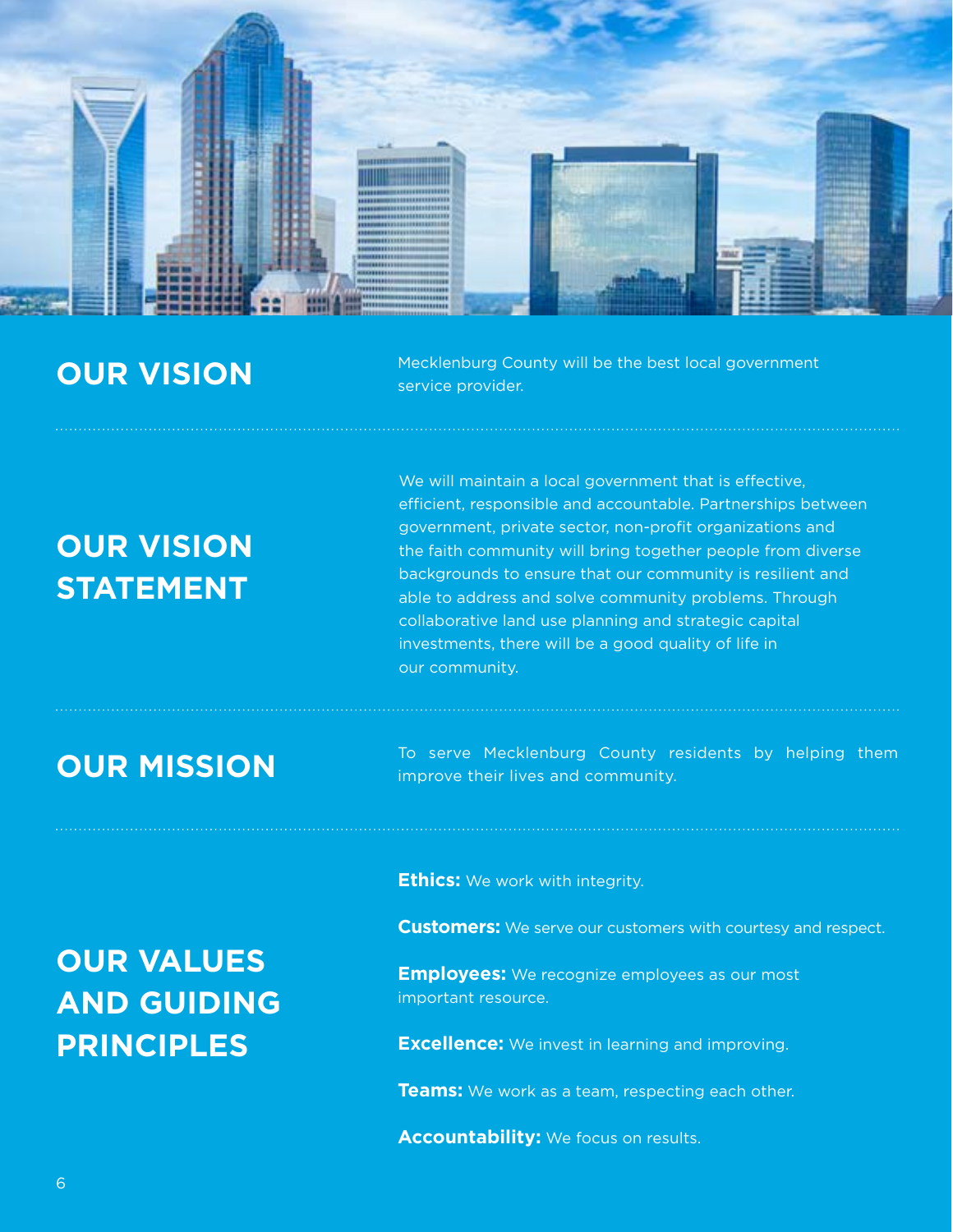## OUR VISION

Mecklenburg County will be the best local government service provider.

## OUR VISION STATEMENT

We will maintain a local government that is effective, efficient, responsible and accountable. Partnerships between government, private sector, non-profit organizations and the faith community will bring together people from diverse backgrounds to ensure that our community is resilient and able to address and solve community problems. Through collaborative land use planning and strategic capital investments, there will be a good quality of life in our community.

## OUR MISSION

To serve Mecklenburg County residents by helping them improve their lives and community.

## OUR VALUES AND GUIDING PRINCIPLES

**Ethics:** We work with integrity.

**Customers:** We serve our customers with courtesy and respect.

**Employees:** We recognize employees as our most important resource.

**Excellence:** We invest in learning and improving.

**Teams:** We work as a team, respecting each other.

**Accountability:** We focus on results.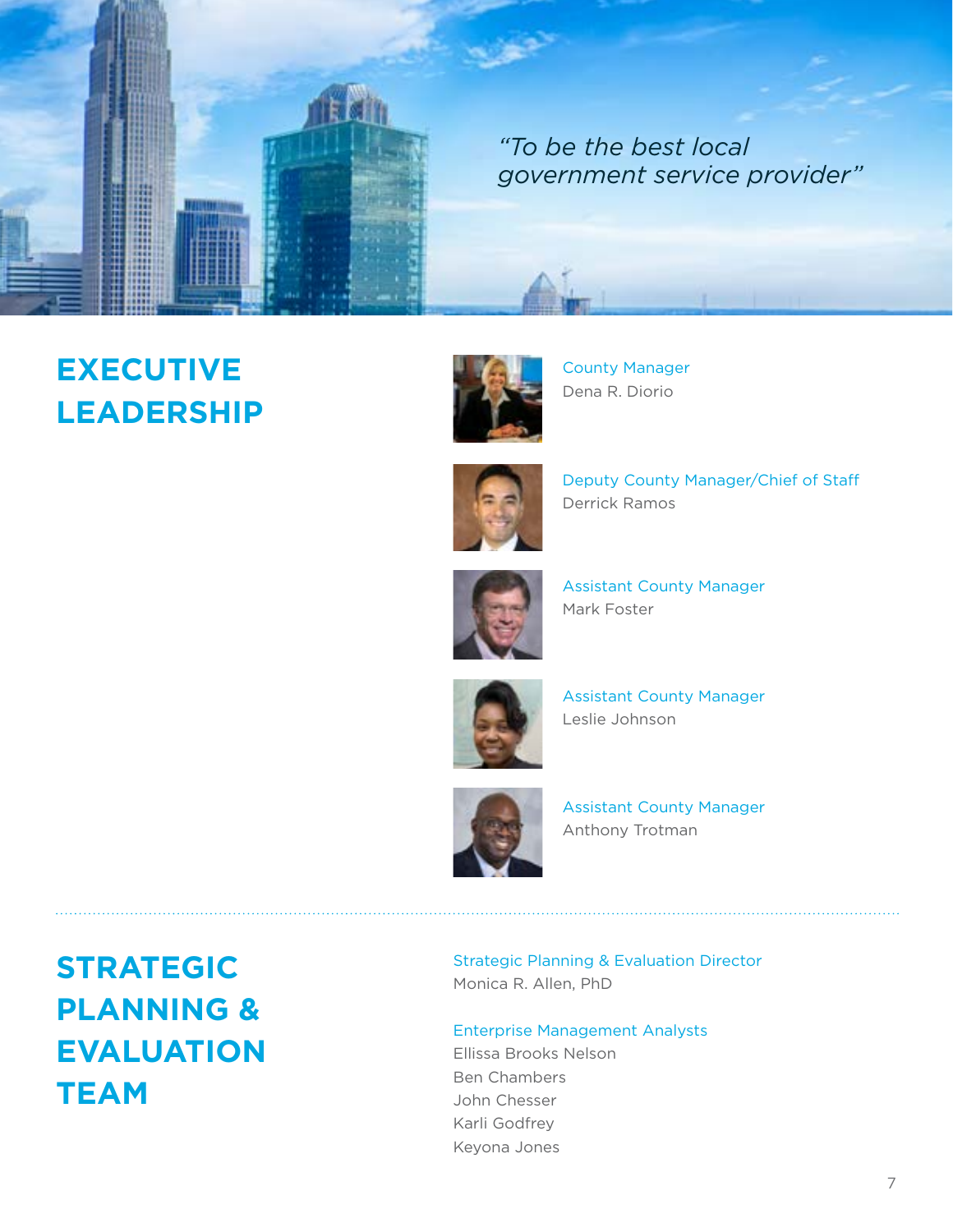*"To be the best local government service provider"*

## EXECUTIVE LEADERSHIP

County Manager
Dena R. Diorio

Deputy County Manager/Chief of Staff
Derrick Ramos

Assistant County Manager
Mark Foster

Assistant County Manager
Leslie Johnson

Assistant County Manager
Anthony Trotman

## STRATEGIC PLANNING & EVALUATION TEAM

Strategic Planning & Evaluation Director
Monica R. Allen, PhD

Enterprise Management Analysts
Ellissa Brooks Nelson
Ben Chambers
John Chesser
Karli Godfrey
Keyona Jones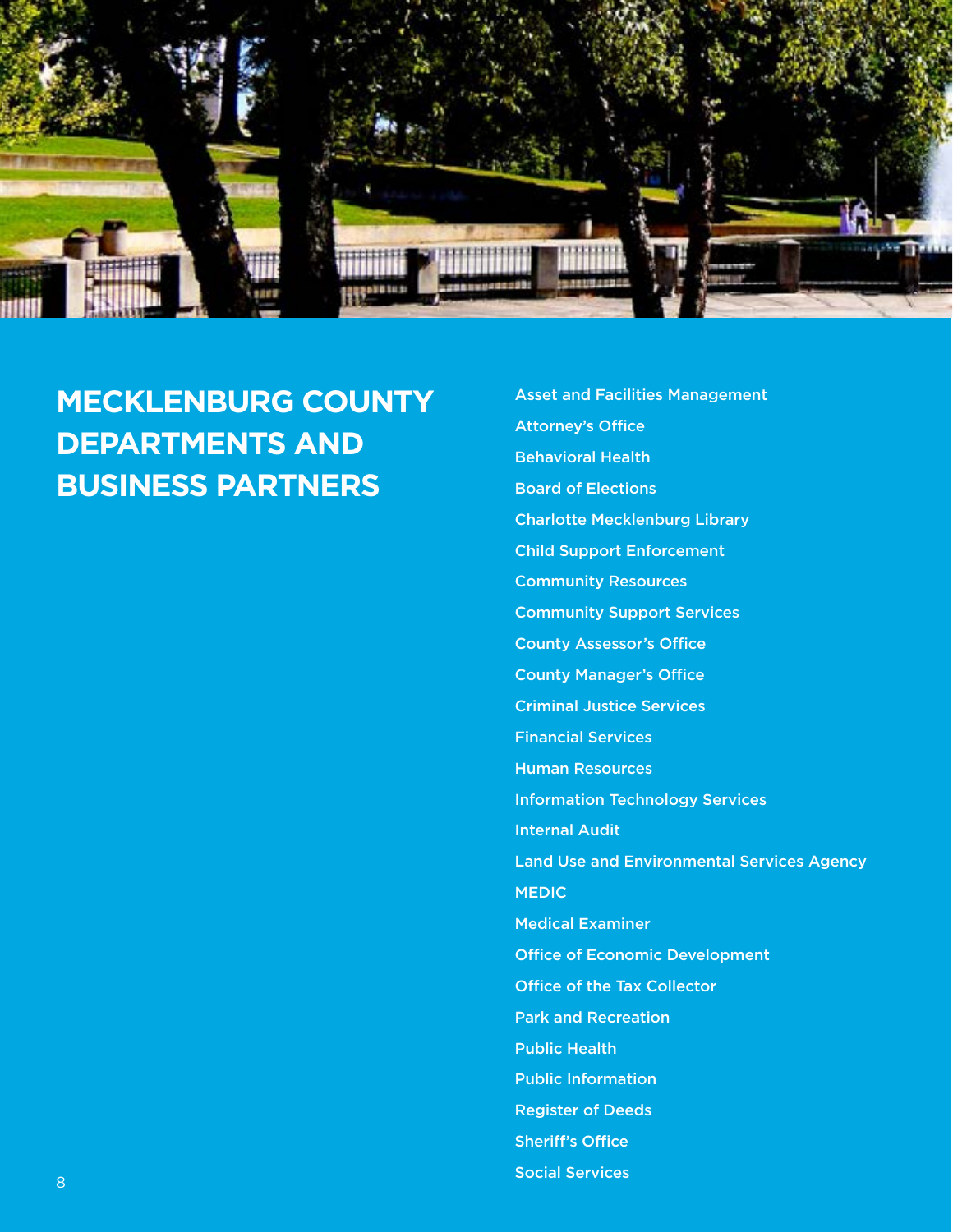# MECKLENBURG COUNTY DEPARTMENTS AND BUSINESS PARTNERS

Asset and Facilities Management

Attorney's Office

Behavioral Health

Board of Elections

Charlotte Mecklenburg Library

Child Support Enforcement

Community Resources

Community Support Services

County Assessor's Office

County Manager's Office

Criminal Justice Services

Financial Services

Human Resources

Information Technology Services

Internal Audit

Land Use and Environmental Services Agency

MEDIC

Medical Examiner

Office of Economic Development

Office of the Tax Collector

Park and Recreation

Public Health

Public Information

Register of Deeds

Sheriff's Office

Social Services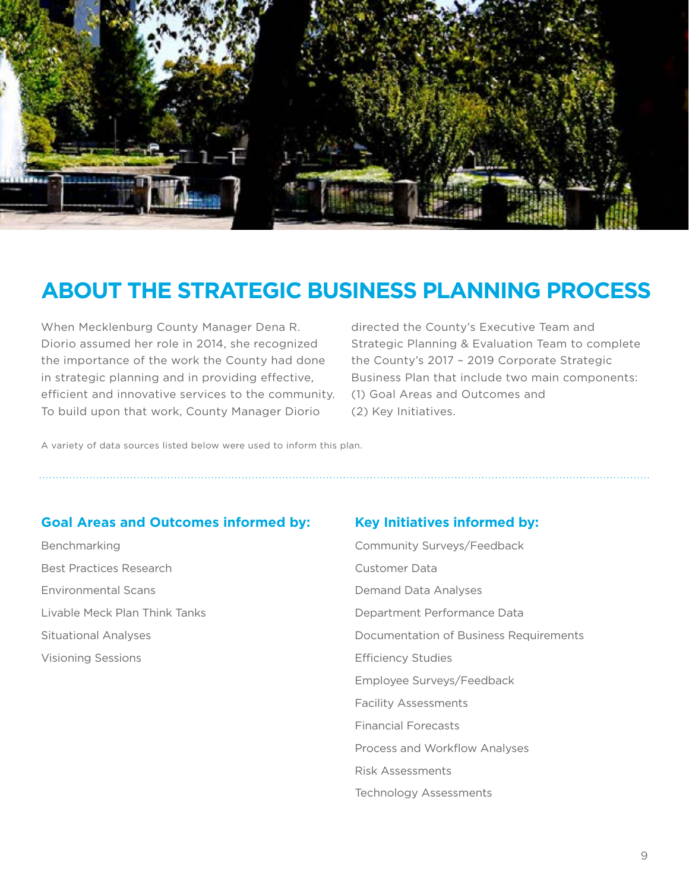# ABOUT THE STRATEGIC BUSINESS PLANNING PROCESS

When Mecklenburg County Manager Dena R. Diorio assumed her role in 2014, she recognized the importance of the work the County had done in strategic planning and in providing effective, efficient and innovative services to the community. To build upon that work, County Manager Diorio directed the County's Executive Team and Strategic Planning & Evaluation Team to complete the County's 2017 – 2019 Corporate Strategic Business Plan that include two main components: (1) Goal Areas and Outcomes and (2) Key Initiatives.

A variety of data sources listed below were used to inform this plan.

## Goal Areas and Outcomes informed by:

Benchmarking

Best Practices Research

Environmental Scans

Livable Meck Plan Think Tanks

Situational Analyses

Visioning Sessions

## Key Initiatives informed by:

Community Surveys/Feedback

Customer Data

Demand Data Analyses

Department Performance Data

Documentation of Business Requirements

Efficiency Studies

Employee Surveys/Feedback

Facility Assessments

Financial Forecasts

Process and Workflow Analyses

Risk Assessments

Technology Assessments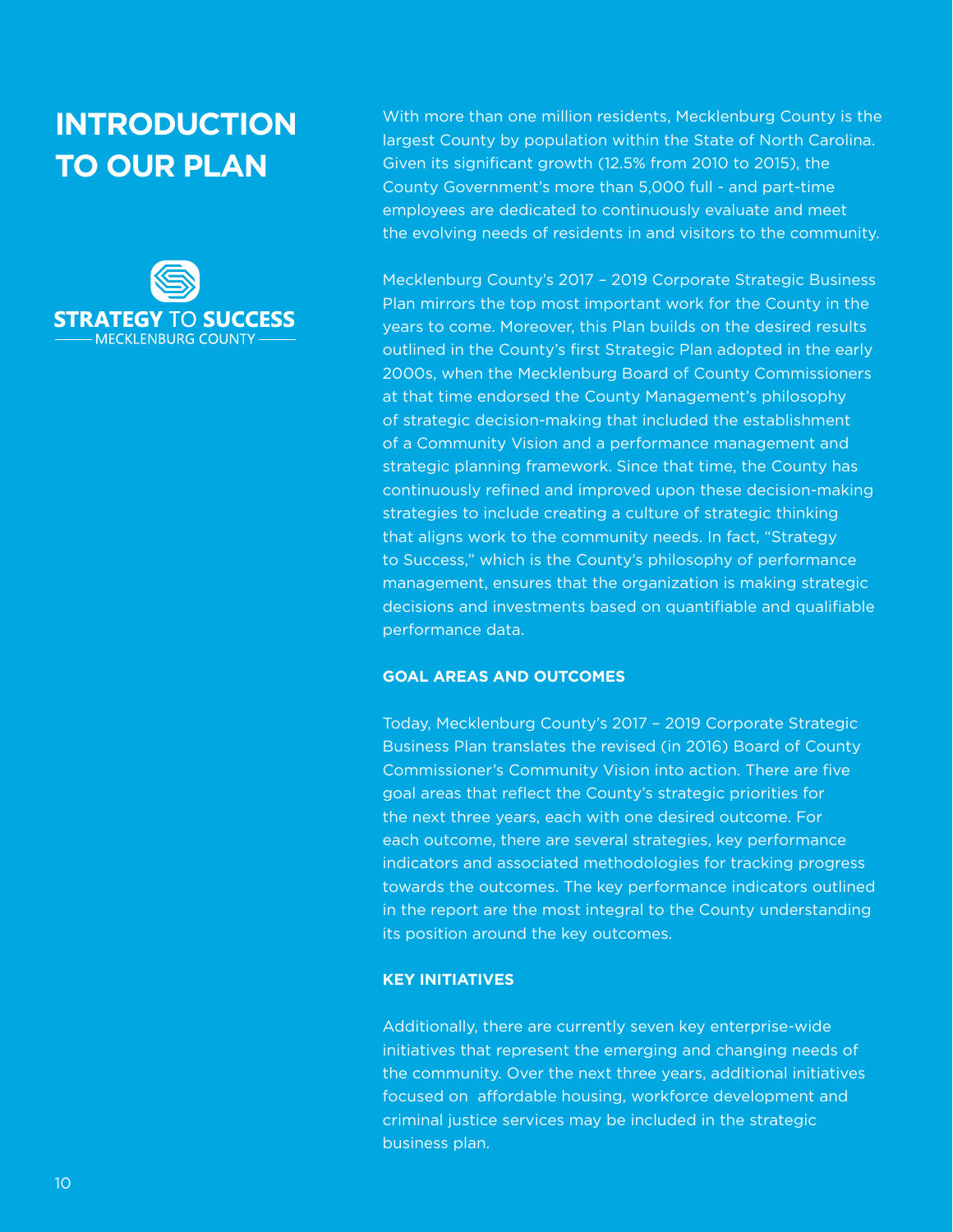# INTRODUCTION TO OUR PLAN

STRATEGY TO SUCCESS
MECKLENBURG COUNTY

With more than one million residents, Mecklenburg County is the largest County by population within the State of North Carolina. Given its significant growth (12.5% from 2010 to 2015), the County Government's more than 5,000 full - and part-time employees are dedicated to continuously evaluate and meet the evolving needs of residents in and visitors to the community.

Mecklenburg County's 2017 – 2019 Corporate Strategic Business Plan mirrors the top most important work for the County in the years to come. Moreover, this Plan builds on the desired results outlined in the County's first Strategic Plan adopted in the early 2000s, when the Mecklenburg Board of County Commissioners at that time endorsed the County Management's philosophy of strategic decision-making that included the establishment of a Community Vision and a performance management and strategic planning framework. Since that time, the County has continuously refined and improved upon these decision-making strategies to include creating a culture of strategic thinking that aligns work to the community needs. In fact, "Strategy to Success," which is the County's philosophy of performance management, ensures that the organization is making strategic decisions and investments based on quantifiable and qualifiable performance data.

## GOAL AREAS AND OUTCOMES

Today, Mecklenburg County's 2017 – 2019 Corporate Strategic Business Plan translates the revised (in 2016) Board of County Commissioner's Community Vision into action. There are five goal areas that reflect the County's strategic priorities for the next three years, each with one desired outcome. For each outcome, there are several strategies, key performance indicators and associated methodologies for tracking progress towards the outcomes. The key performance indicators outlined in the report are the most integral to the County understanding its position around the key outcomes.

## KEY INITIATIVES

Additionally, there are currently seven key enterprise-wide initiatives that represent the emerging and changing needs of the community. Over the next three years, additional initiatives focused on affordable housing, workforce development and criminal justice services may be included in the strategic business plan.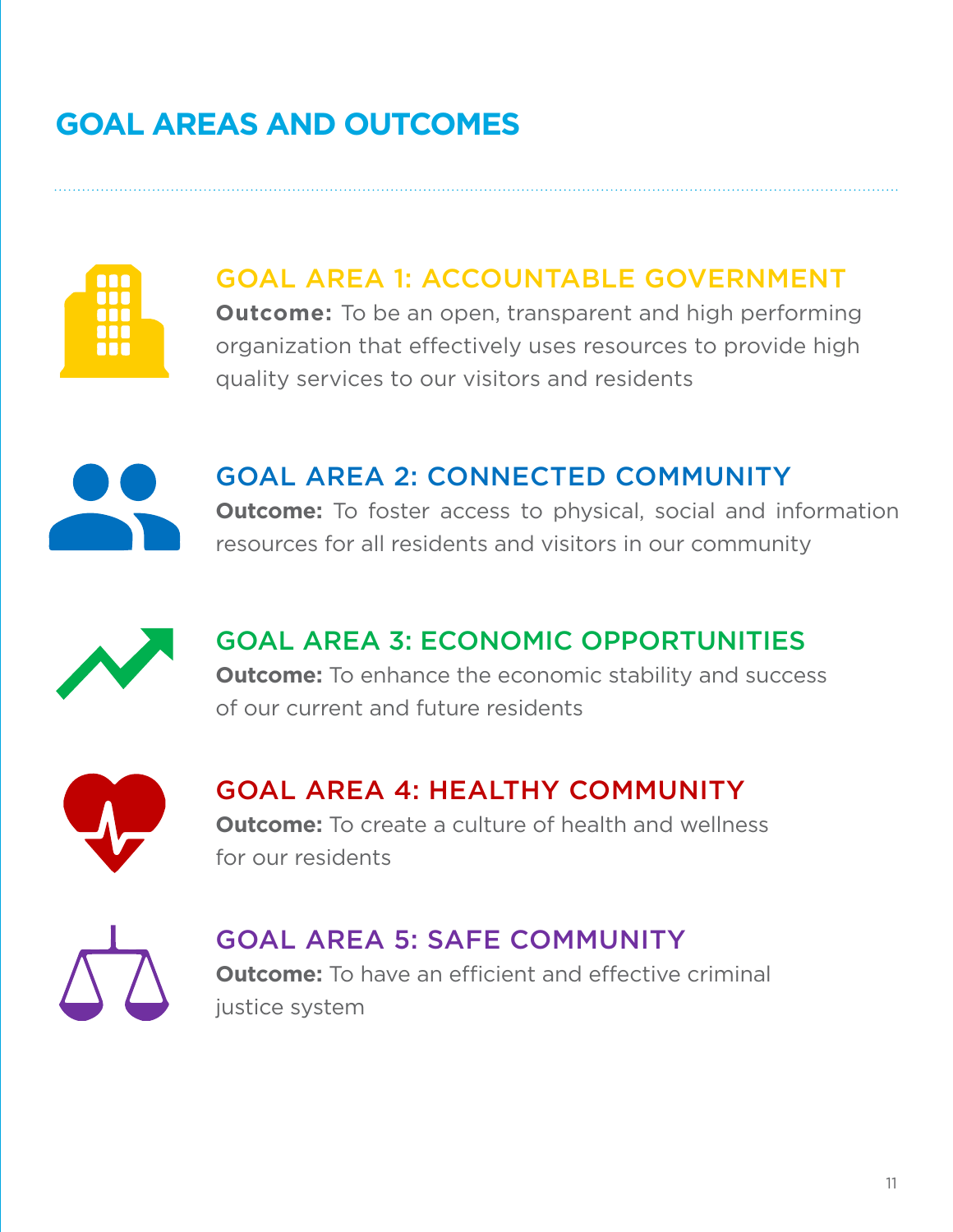# GOAL AREAS AND OUTCOMES

## GOAL AREA 1: ACCOUNTABLE GOVERNMENT

**Outcome:** To be an open, transparent and high performing organization that effectively uses resources to provide high quality services to our visitors and residents

## GOAL AREA 2: CONNECTED COMMUNITY

**Outcome:** To foster access to physical, social and information resources for all residents and visitors in our community

## GOAL AREA 3: ECONOMIC OPPORTUNITIES

**Outcome:** To enhance the economic stability and success of our current and future residents

## GOAL AREA 4: HEALTHY COMMUNITY

**Outcome:** To create a culture of health and wellness for our residents

## GOAL AREA 5: SAFE COMMUNITY

**Outcome:** To have an efficient and effective criminal justice system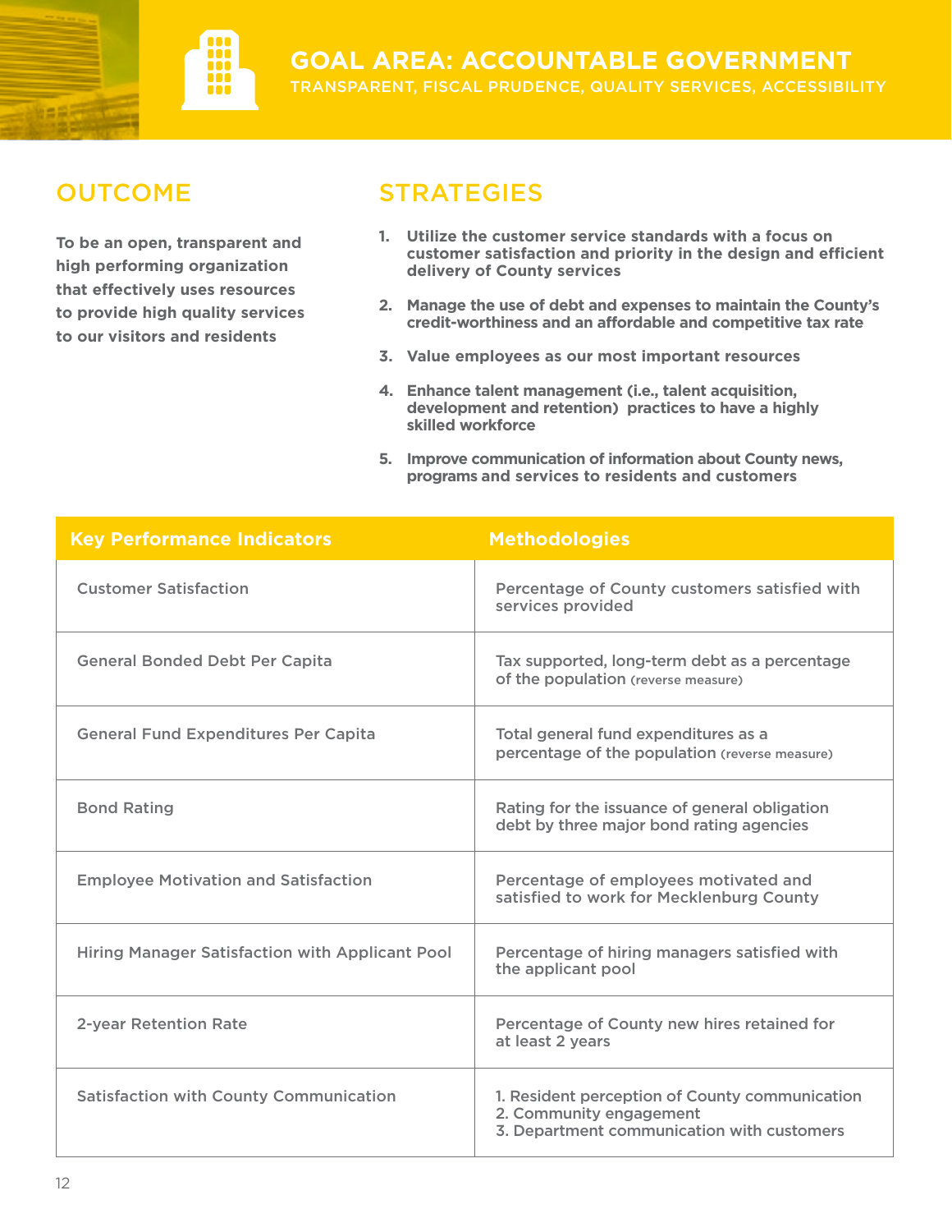# GOAL AREA: ACCOUNTABLE GOVERNMENT

TRANSPARENT, FISCAL PRUDENCE, QUALITY SERVICES, ACCESSIBILITY

## OUTCOME

**To be an open, transparent and high performing organization that effectively uses resources to provide high quality services to our visitors and residents**

## STRATEGIES

1. **Utilize the customer service standards with a focus on customer satisfaction and priority in the design and efficient delivery of County services**
2. **Manage the use of debt and expenses to maintain the County's credit-worthiness and an affordable and competitive tax rate**
3. **Value employees as our most important resources**
4. **Enhance talent management (i.e., talent acquisition, development and retention) practices to have a highly skilled workforce**
5. **Improve communication of information about County news, programs and services to residents and customers**

| Key Performance Indicators | Methodologies |
|---|---|
| Customer Satisfaction | Percentage of County customers satisfied with services provided |
| General Bonded Debt Per Capita | Tax supported, long-term debt as a percentage of the population (reverse measure) |
| General Fund Expenditures Per Capita | Total general fund expenditures as a percentage of the population (reverse measure) |
| Bond Rating | Rating for the issuance of general obligation debt by three major bond rating agencies |
| Employee Motivation and Satisfaction | Percentage of employees motivated and satisfied to work for Mecklenburg County |
| Hiring Manager Satisfaction with Applicant Pool | Percentage of hiring managers satisfied with the applicant pool |
| 2-year Retention Rate | Percentage of County new hires retained for at least 2 years |
| Satisfaction with County Communication | 1. Resident perception of County communication<br>2. Community engagement<br>3. Department communication with customers |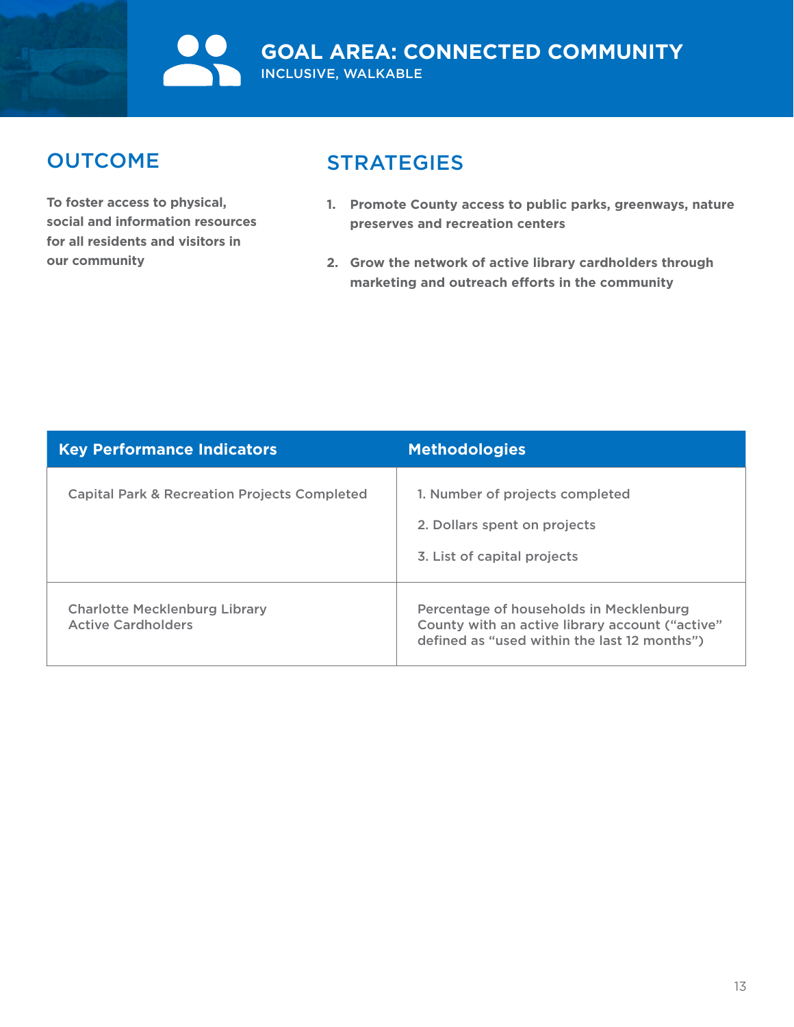# GOAL AREA: CONNECTED COMMUNITY

INCLUSIVE, WALKABLE

## OUTCOME

**To foster access to physical, social and information resources for all residents and visitors in our community**

## STRATEGIES

1. **Promote County access to public parks, greenways, nature preserves and recreation centers**
2. **Grow the network of active library cardholders through marketing and outreach efforts in the community**

| Key Performance Indicators | Methodologies |
|---|---|
| Capital Park & Recreation Projects Completed | 1. Number of projects completed<br>2. Dollars spent on projects<br>3. List of capital projects |
| Charlotte Mecklenburg Library Active Cardholders | Percentage of households in Mecklenburg County with an active library account ("active" defined as "used within the last 12 months") |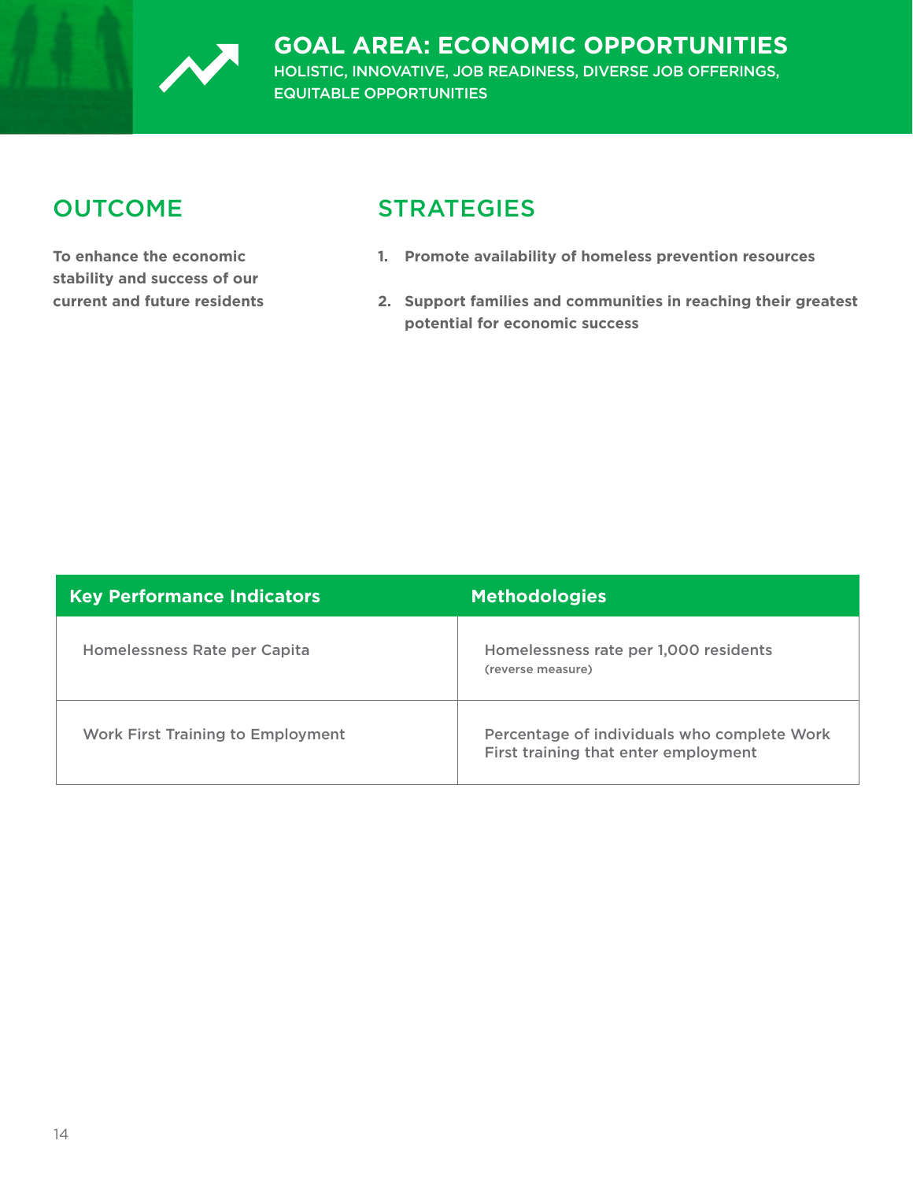# GOAL AREA: ECONOMIC OPPORTUNITIES

HOLISTIC, INNOVATIVE, JOB READINESS, DIVERSE JOB OFFERINGS, EQUITABLE OPPORTUNITIES

## OUTCOME

**To enhance the economic stability and success of our current and future residents**

## STRATEGIES

1. **Promote availability of homeless prevention resources**
2. **Support families and communities in reaching their greatest potential for economic success**

| Key Performance Indicators | Methodologies |
|---|---|
| Homelessness Rate per Capita | Homelessness rate per 1,000 residents (reverse measure) |
| Work First Training to Employment | Percentage of individuals who complete Work First training that enter employment |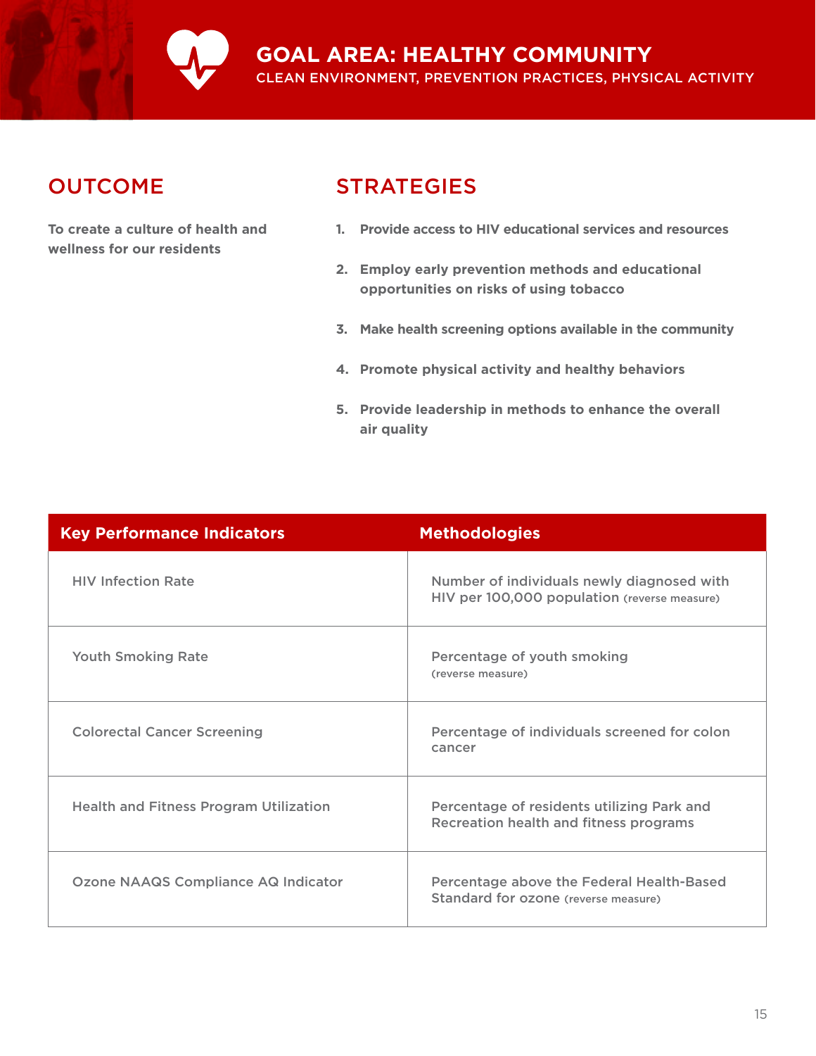# GOAL AREA: HEALTHY COMMUNITY

CLEAN ENVIRONMENT, PREVENTION PRACTICES, PHYSICAL ACTIVITY

## OUTCOME

**To create a culture of health and wellness for our residents**

## STRATEGIES

1. **Provide access to HIV educational services and resources**
2. **Employ early prevention methods and educational opportunities on risks of using tobacco**
3. **Make health screening options available in the community**
4. **Promote physical activity and healthy behaviors**
5. **Provide leadership in methods to enhance the overall air quality**

| Key Performance Indicators | Methodologies |
|---|---|
| HIV Infection Rate | Number of individuals newly diagnosed with HIV per 100,000 population (reverse measure) |
| Youth Smoking Rate | Percentage of youth smoking (reverse measure) |
| Colorectal Cancer Screening | Percentage of individuals screened for colon cancer |
| Health and Fitness Program Utilization | Percentage of residents utilizing Park and Recreation health and fitness programs |
| Ozone NAAQS Compliance AQ Indicator | Percentage above the Federal Health-Based Standard for ozone (reverse measure) |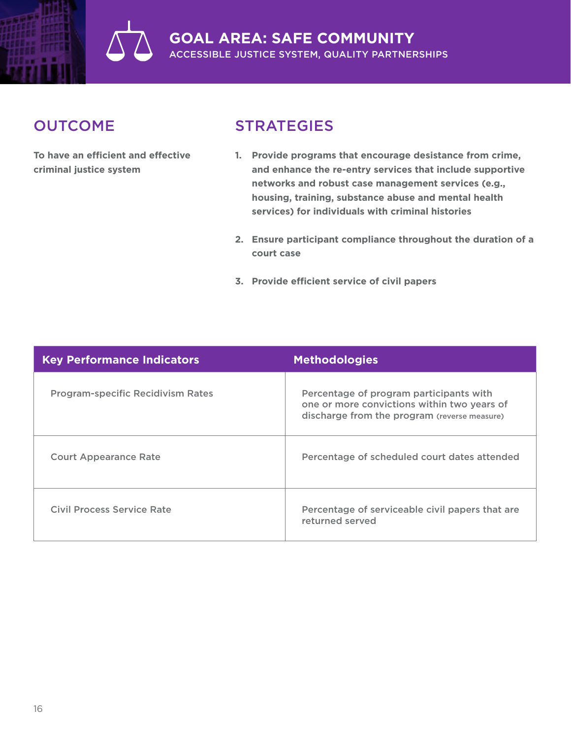# GOAL AREA: SAFE COMMUNITY

ACCESSIBLE JUSTICE SYSTEM, QUALITY PARTNERSHIPS

## OUTCOME

**To have an efficient and effective criminal justice system**

## STRATEGIES

1. **Provide programs that encourage desistance from crime, and enhance the re-entry services that include supportive networks and robust case management services (e.g., housing, training, substance abuse and mental health services) for individuals with criminal histories**
2. **Ensure participant compliance throughout the duration of a court case**
3. **Provide efficient service of civil papers**

| Key Performance Indicators | Methodologies |
|---|---|
| Program-specific Recidivism Rates | Percentage of program participants with one or more convictions within two years of discharge from the program (reverse measure) |
| Court Appearance Rate | Percentage of scheduled court dates attended |
| Civil Process Service Rate | Percentage of serviceable civil papers that are returned served |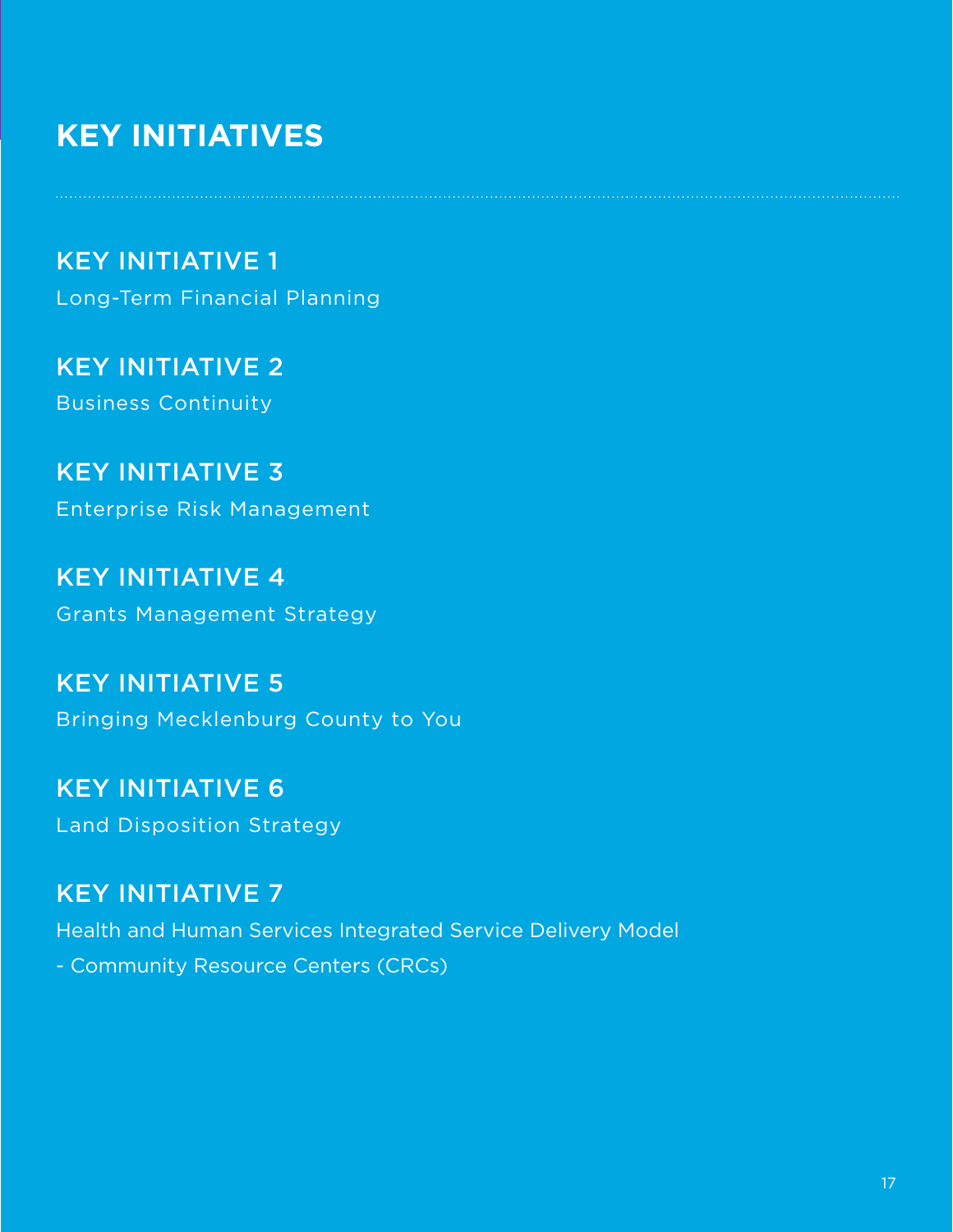# KEY INITIATIVES

## KEY INITIATIVE 1
Long-Term Financial Planning

## KEY INITIATIVE 2
Business Continuity

## KEY INITIATIVE 3
Enterprise Risk Management

## KEY INITIATIVE 4
Grants Management Strategy

## KEY INITIATIVE 5
Bringing Mecklenburg County to You

## KEY INITIATIVE 6
Land Disposition Strategy

## KEY INITIATIVE 7
Health and Human Services Integrated Service Delivery Model
- Community Resource Centers (CRCs)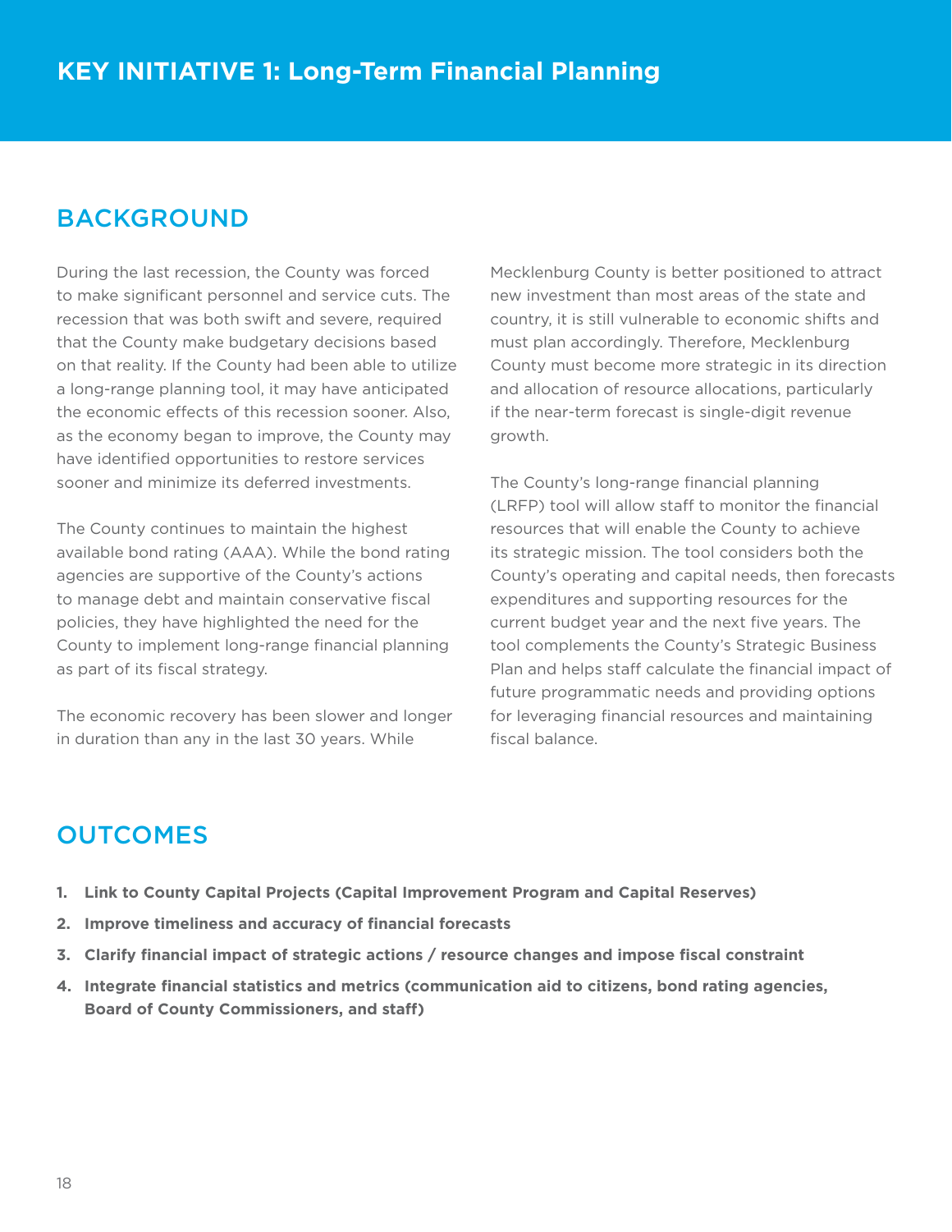# KEY INITIATIVE 1: Long-Term Financial Planning

## BACKGROUND

During the last recession, the County was forced to make significant personnel and service cuts. The recession that was both swift and severe, required that the County make budgetary decisions based on that reality. If the County had been able to utilize a long-range planning tool, it may have anticipated the economic effects of this recession sooner. Also, as the economy began to improve, the County may have identified opportunities to restore services sooner and minimize its deferred investments.

The County continues to maintain the highest available bond rating (AAA). While the bond rating agencies are supportive of the County's actions to manage debt and maintain conservative fiscal policies, they have highlighted the need for the County to implement long-range financial planning as part of its fiscal strategy.

The economic recovery has been slower and longer in duration than any in the last 30 years. While Mecklenburg County is better positioned to attract new investment than most areas of the state and country, it is still vulnerable to economic shifts and must plan accordingly. Therefore, Mecklenburg County must become more strategic in its direction and allocation of resource allocations, particularly if the near-term forecast is single-digit revenue growth.

The County's long-range financial planning (LRFP) tool will allow staff to monitor the financial resources that will enable the County to achieve its strategic mission. The tool considers both the County's operating and capital needs, then forecasts expenditures and supporting resources for the current budget year and the next five years. The tool complements the County's Strategic Business Plan and helps staff calculate the financial impact of future programmatic needs and providing options for leveraging financial resources and maintaining fiscal balance.

## OUTCOMES

1. **Link to County Capital Projects (Capital Improvement Program and Capital Reserves)**
2. **Improve timeliness and accuracy of financial forecasts**
3. **Clarify financial impact of strategic actions / resource changes and impose fiscal constraint**
4. **Integrate financial statistics and metrics (communication aid to citizens, bond rating agencies, Board of County Commissioners, and staff)**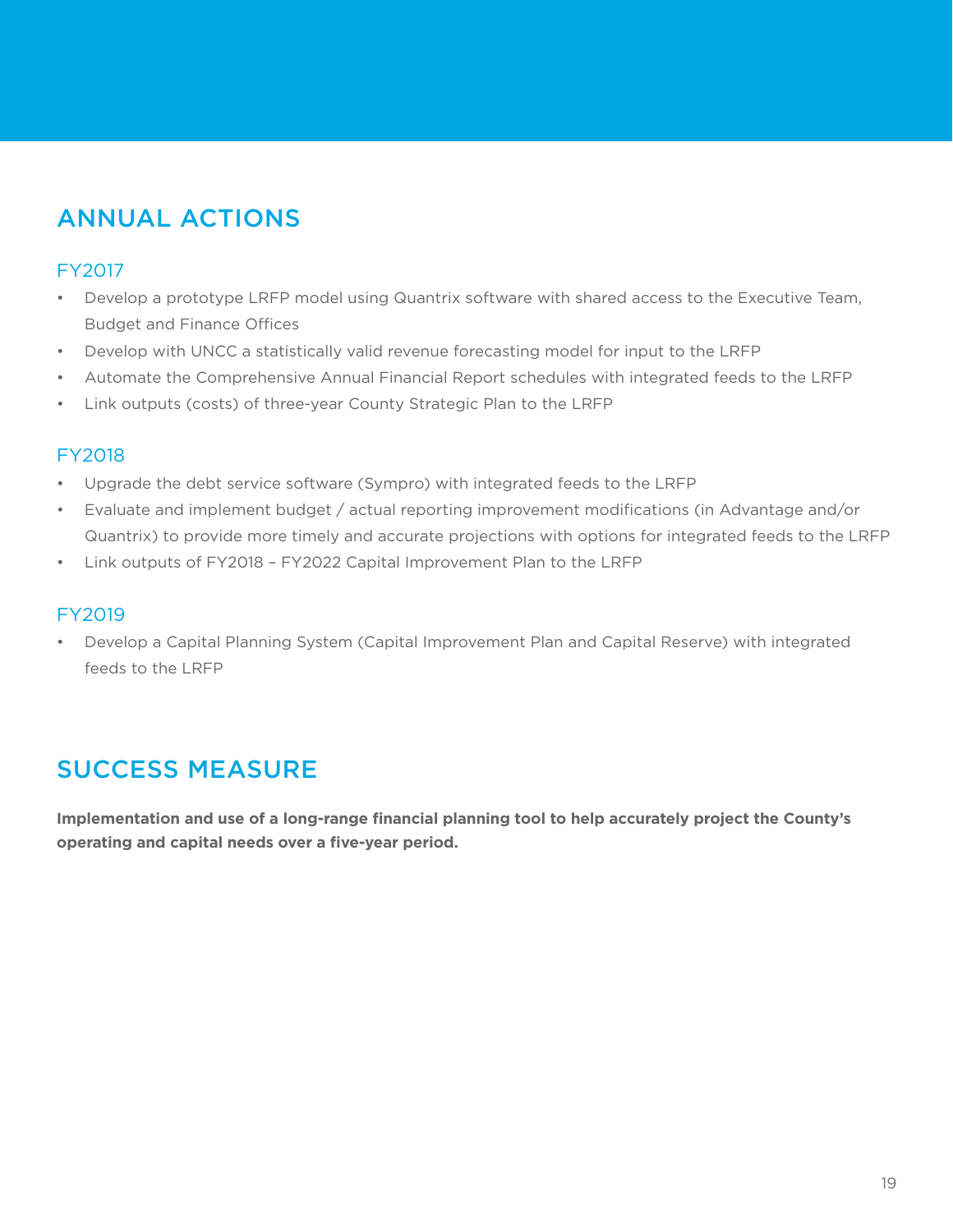## ANNUAL ACTIONS

### FY2017

- Develop a prototype LRFP model using Quantrix software with shared access to the Executive Team, Budget and Finance Offices
- Develop with UNCC a statistically valid revenue forecasting model for input to the LRFP
- Automate the Comprehensive Annual Financial Report schedules with integrated feeds to the LRFP
- Link outputs (costs) of three-year County Strategic Plan to the LRFP

### FY2018

- Upgrade the debt service software (Sympro) with integrated feeds to the LRFP
- Evaluate and implement budget / actual reporting improvement modifications (in Advantage and/or Quantrix) to provide more timely and accurate projections with options for integrated feeds to the LRFP
- Link outputs of FY2018 – FY2022 Capital Improvement Plan to the LRFP

### FY2019

- Develop a Capital Planning System (Capital Improvement Plan and Capital Reserve) with integrated feeds to the LRFP

## SUCCESS MEASURE

**Implementation and use of a long-range financial planning tool to help accurately project the County's operating and capital needs over a five-year period.**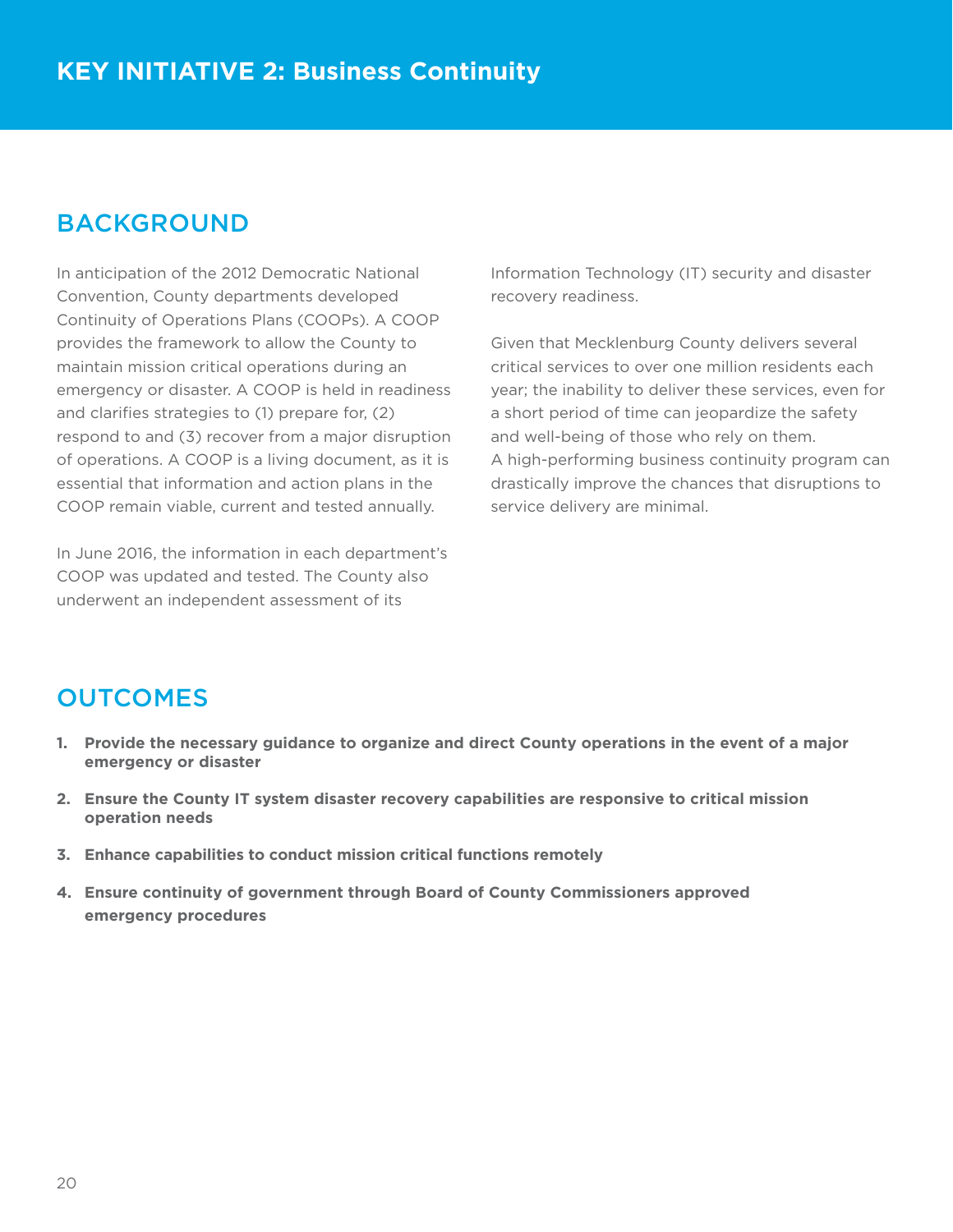# KEY INITIATIVE 2: Business Continuity

## BACKGROUND

In anticipation of the 2012 Democratic National Convention, County departments developed Continuity of Operations Plans (COOPs). A COOP provides the framework to allow the County to maintain mission critical operations during an emergency or disaster. A COOP is held in readiness and clarifies strategies to (1) prepare for, (2) respond to and (3) recover from a major disruption of operations. A COOP is a living document, as it is essential that information and action plans in the COOP remain viable, current and tested annually.

In June 2016, the information in each department's COOP was updated and tested. The County also underwent an independent assessment of its Information Technology (IT) security and disaster recovery readiness.

Given that Mecklenburg County delivers several critical services to over one million residents each year; the inability to deliver these services, even for a short period of time can jeopardize the safety and well-being of those who rely on them. A high-performing business continuity program can drastically improve the chances that disruptions to service delivery are minimal.

## OUTCOMES

1. **Provide the necessary guidance to organize and direct County operations in the event of a major emergency or disaster**
2. **Ensure the County IT system disaster recovery capabilities are responsive to critical mission operation needs**
3. **Enhance capabilities to conduct mission critical functions remotely**
4. **Ensure continuity of government through Board of County Commissioners approved emergency procedures**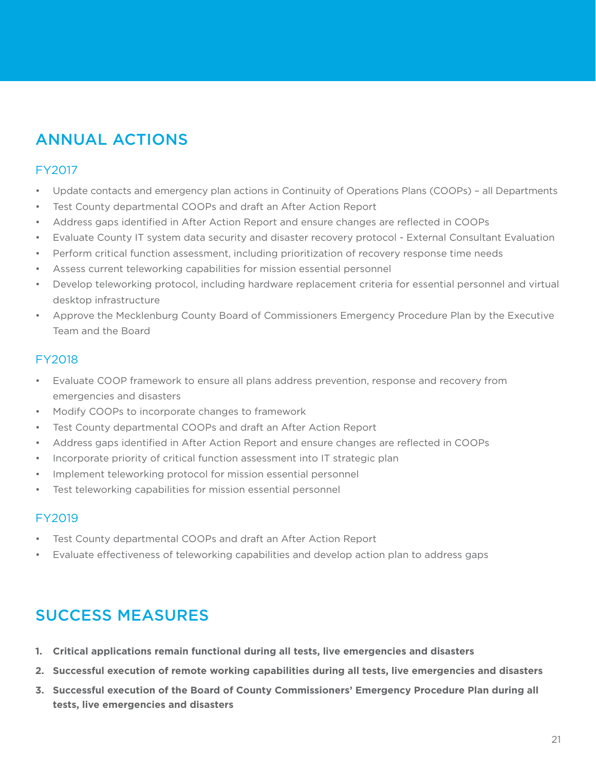## ANNUAL ACTIONS

### FY2017

- Update contacts and emergency plan actions in Continuity of Operations Plans (COOPs) – all Departments
- Test County departmental COOPs and draft an After Action Report
- Address gaps identified in After Action Report and ensure changes are reflected in COOPs
- Evaluate County IT system data security and disaster recovery protocol - External Consultant Evaluation
- Perform critical function assessment, including prioritization of recovery response time needs
- Assess current teleworking capabilities for mission essential personnel
- Develop teleworking protocol, including hardware replacement criteria for essential personnel and virtual desktop infrastructure
- Approve the Mecklenburg County Board of Commissioners Emergency Procedure Plan by the Executive Team and the Board

### FY2018

- Evaluate COOP framework to ensure all plans address prevention, response and recovery from emergencies and disasters
- Modify COOPs to incorporate changes to framework
- Test County departmental COOPs and draft an After Action Report
- Address gaps identified in After Action Report and ensure changes are reflected in COOPs
- Incorporate priority of critical function assessment into IT strategic plan
- Implement teleworking protocol for mission essential personnel
- Test teleworking capabilities for mission essential personnel

### FY2019

- Test County departmental COOPs and draft an After Action Report
- Evaluate effectiveness of teleworking capabilities and develop action plan to address gaps

## SUCCESS MEASURES

1. **Critical applications remain functional during all tests, live emergencies and disasters**
2. **Successful execution of remote working capabilities during all tests, live emergencies and disasters**
3. **Successful execution of the Board of County Commissioners' Emergency Procedure Plan during all tests, live emergencies and disasters**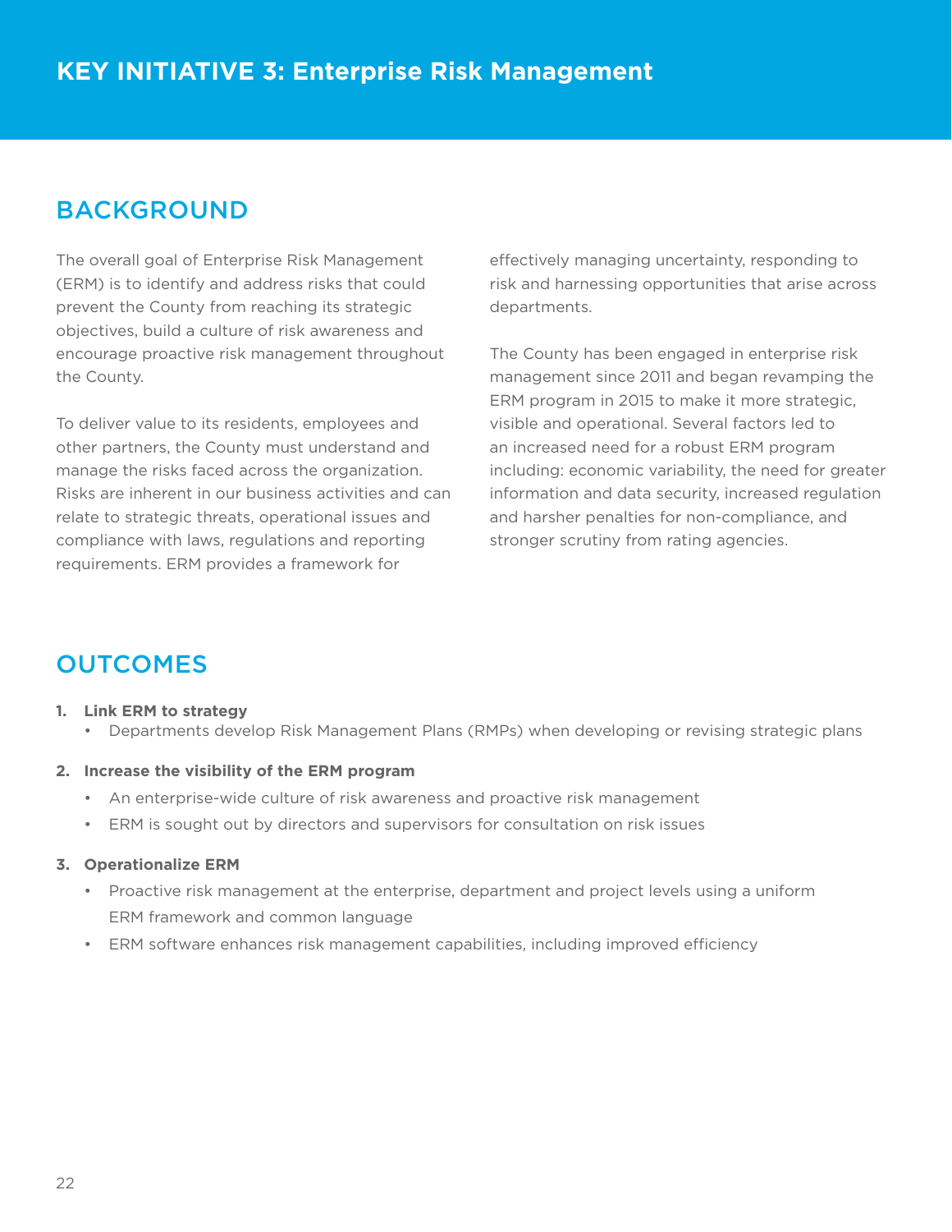# KEY INITIATIVE 3: Enterprise Risk Management

## BACKGROUND

The overall goal of Enterprise Risk Management (ERM) is to identify and address risks that could prevent the County from reaching its strategic objectives, build a culture of risk awareness and encourage proactive risk management throughout the County.

To deliver value to its residents, employees and other partners, the County must understand and manage the risks faced across the organization. Risks are inherent in our business activities and can relate to strategic threats, operational issues and compliance with laws, regulations and reporting requirements. ERM provides a framework for effectively managing uncertainty, responding to risk and harnessing opportunities that arise across departments.

The County has been engaged in enterprise risk management since 2011 and began revamping the ERM program in 2015 to make it more strategic, visible and operational. Several factors led to an increased need for a robust ERM program including: economic variability, the need for greater information and data security, increased regulation and harsher penalties for non-compliance, and stronger scrutiny from rating agencies.

## OUTCOMES

1. **Link ERM to strategy**
   - Departments develop Risk Management Plans (RMPs) when developing or revising strategic plans
2. **Increase the visibility of the ERM program**
   - An enterprise-wide culture of risk awareness and proactive risk management
   - ERM is sought out by directors and supervisors for consultation on risk issues
3. **Operationalize ERM**
   - Proactive risk management at the enterprise, department and project levels using a uniform ERM framework and common language
   - ERM software enhances risk management capabilities, including improved efficiency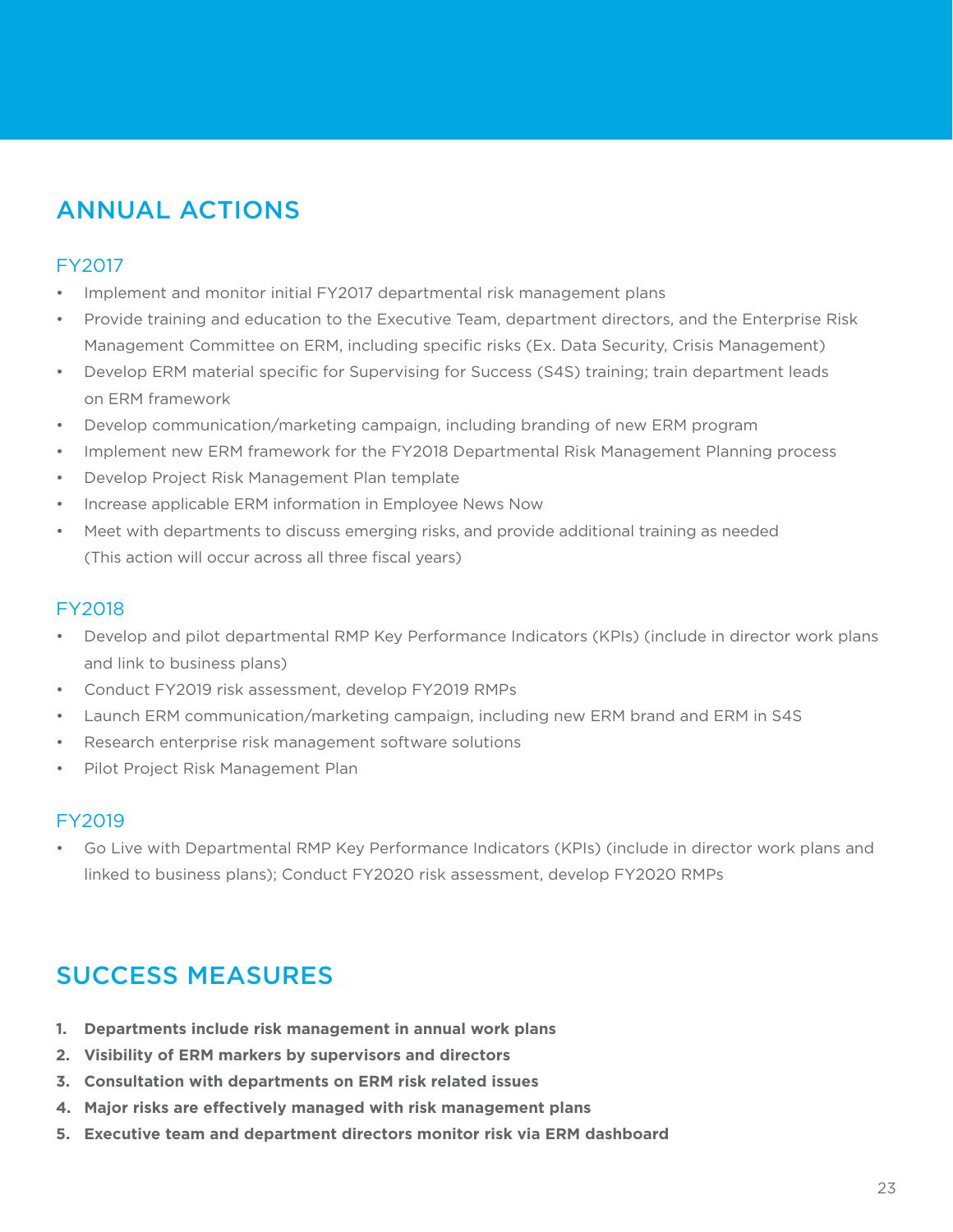## ANNUAL ACTIONS

### FY2017

- Implement and monitor initial FY2017 departmental risk management plans
- Provide training and education to the Executive Team, department directors, and the Enterprise Risk Management Committee on ERM, including specific risks (Ex. Data Security, Crisis Management)
- Develop ERM material specific for Supervising for Success (S4S) training; train department leads on ERM framework
- Develop communication/marketing campaign, including branding of new ERM program
- Implement new ERM framework for the FY2018 Departmental Risk Management Planning process
- Develop Project Risk Management Plan template
- Increase applicable ERM information in Employee News Now
- Meet with departments to discuss emerging risks, and provide additional training as needed (This action will occur across all three fiscal years)

### FY2018

- Develop and pilot departmental RMP Key Performance Indicators (KPIs) (include in director work plans and link to business plans)
- Conduct FY2019 risk assessment, develop FY2019 RMPs
- Launch ERM communication/marketing campaign, including new ERM brand and ERM in S4S
- Research enterprise risk management software solutions
- Pilot Project Risk Management Plan

### FY2019

- Go Live with Departmental RMP Key Performance Indicators (KPIs) (include in director work plans and linked to business plans); Conduct FY2020 risk assessment, develop FY2020 RMPs

## SUCCESS MEASURES

1. **Departments include risk management in annual work plans**
2. **Visibility of ERM markers by supervisors and directors**
3. **Consultation with departments on ERM risk related issues**
4. **Major risks are effectively managed with risk management plans**
5. **Executive team and department directors monitor risk via ERM dashboard**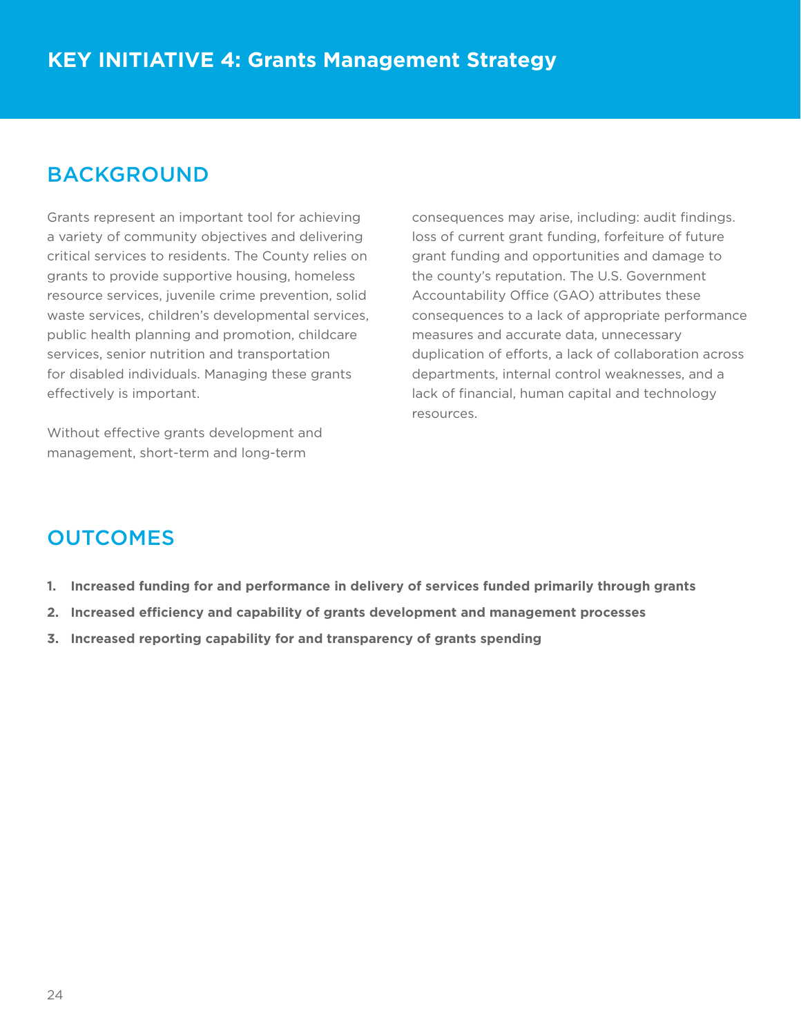# KEY INITIATIVE 4: Grants Management Strategy

## BACKGROUND

Grants represent an important tool for achieving a variety of community objectives and delivering critical services to residents. The County relies on grants to provide supportive housing, homeless resource services, juvenile crime prevention, solid waste services, children's developmental services, public health planning and promotion, childcare services, senior nutrition and transportation for disabled individuals. Managing these grants effectively is important.

Without effective grants development and management, short-term and long-term consequences may arise, including: audit findings. loss of current grant funding, forfeiture of future grant funding and opportunities and damage to the county's reputation. The U.S. Government Accountability Office (GAO) attributes these consequences to a lack of appropriate performance measures and accurate data, unnecessary duplication of efforts, a lack of collaboration across departments, internal control weaknesses, and a lack of financial, human capital and technology resources.

## OUTCOMES

1. **Increased funding for and performance in delivery of services funded primarily through grants**
2. **Increased efficiency and capability of grants development and management processes**
3. **Increased reporting capability for and transparency of grants spending**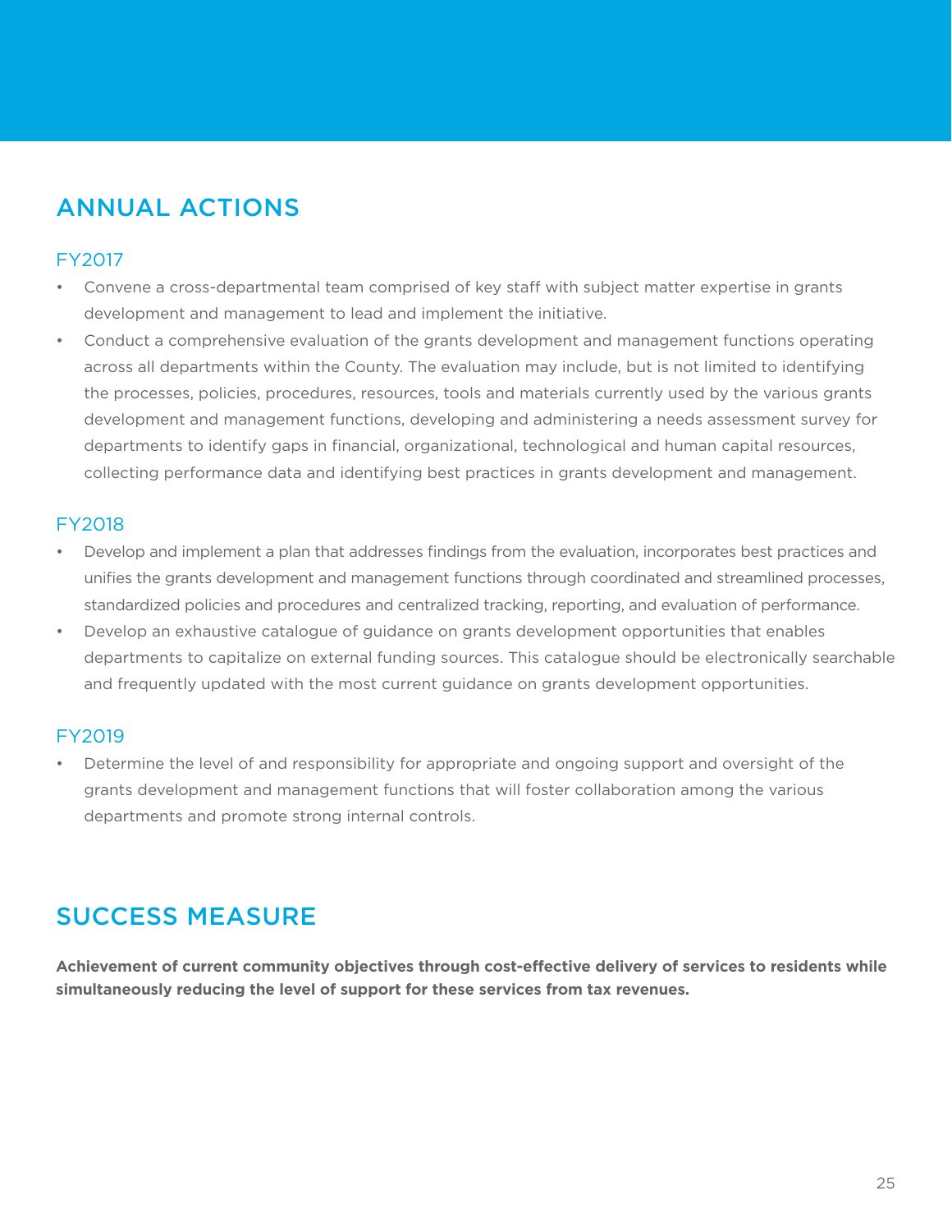## ANNUAL ACTIONS

### FY2017

- Convene a cross-departmental team comprised of key staff with subject matter expertise in grants development and management to lead and implement the initiative.
- Conduct a comprehensive evaluation of the grants development and management functions operating across all departments within the County. The evaluation may include, but is not limited to identifying the processes, policies, procedures, resources, tools and materials currently used by the various grants development and management functions, developing and administering a needs assessment survey for departments to identify gaps in financial, organizational, technological and human capital resources, collecting performance data and identifying best practices in grants development and management.

### FY2018

- Develop and implement a plan that addresses findings from the evaluation, incorporates best practices and unifies the grants development and management functions through coordinated and streamlined processes, standardized policies and procedures and centralized tracking, reporting, and evaluation of performance.
- Develop an exhaustive catalogue of guidance on grants development opportunities that enables departments to capitalize on external funding sources. This catalogue should be electronically searchable and frequently updated with the most current guidance on grants development opportunities.

### FY2019

- Determine the level of and responsibility for appropriate and ongoing support and oversight of the grants development and management functions that will foster collaboration among the various departments and promote strong internal controls.

## SUCCESS MEASURE

**Achievement of current community objectives through cost-effective delivery of services to residents while simultaneously reducing the level of support for these services from tax revenues.**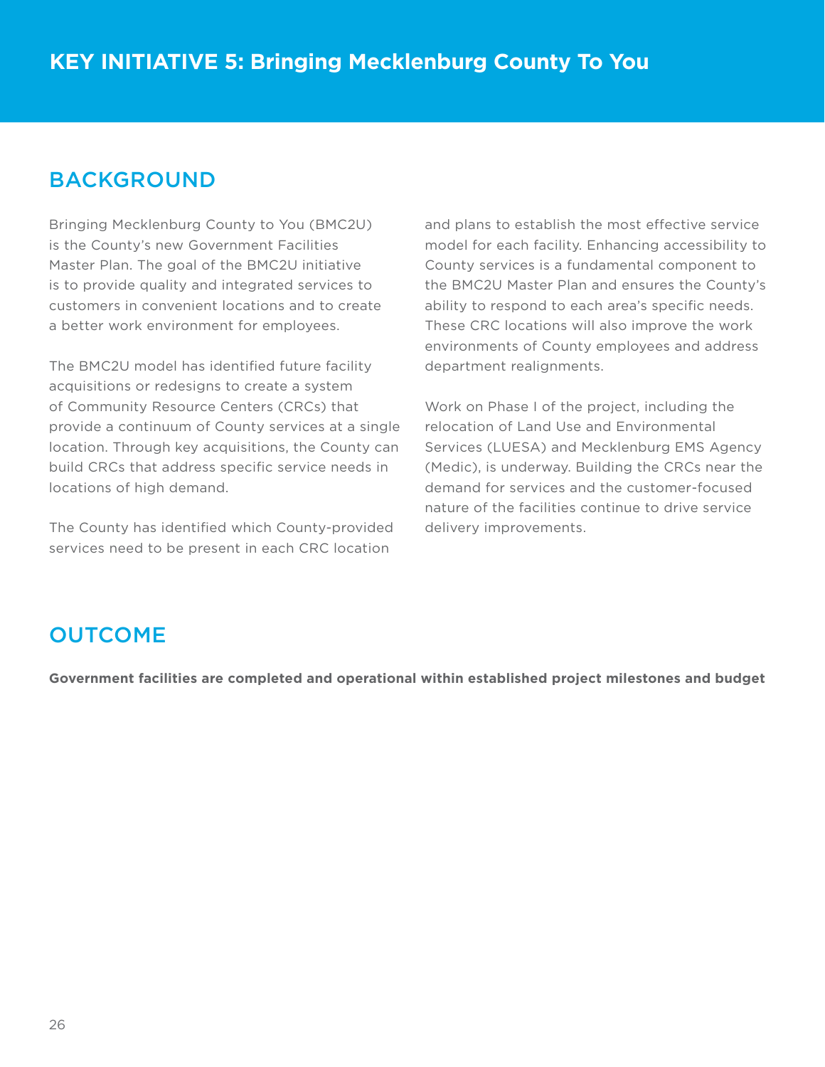# KEY INITIATIVE 5: Bringing Mecklenburg County To You

## BACKGROUND

Bringing Mecklenburg County to You (BMC2U) is the County's new Government Facilities Master Plan. The goal of the BMC2U initiative is to provide quality and integrated services to customers in convenient locations and to create a better work environment for employees.

The BMC2U model has identified future facility acquisitions or redesigns to create a system of Community Resource Centers (CRCs) that provide a continuum of County services at a single location. Through key acquisitions, the County can build CRCs that address specific service needs in locations of high demand.

The County has identified which County-provided services need to be present in each CRC location and plans to establish the most effective service model for each facility. Enhancing accessibility to County services is a fundamental component to the BMC2U Master Plan and ensures the County's ability to respond to each area's specific needs. These CRC locations will also improve the work environments of County employees and address department realignments.

Work on Phase I of the project, including the relocation of Land Use and Environmental Services (LUESA) and Mecklenburg EMS Agency (Medic), is underway. Building the CRCs near the demand for services and the customer-focused nature of the facilities continue to drive service delivery improvements.

## OUTCOME

**Government facilities are completed and operational within established project milestones and budget**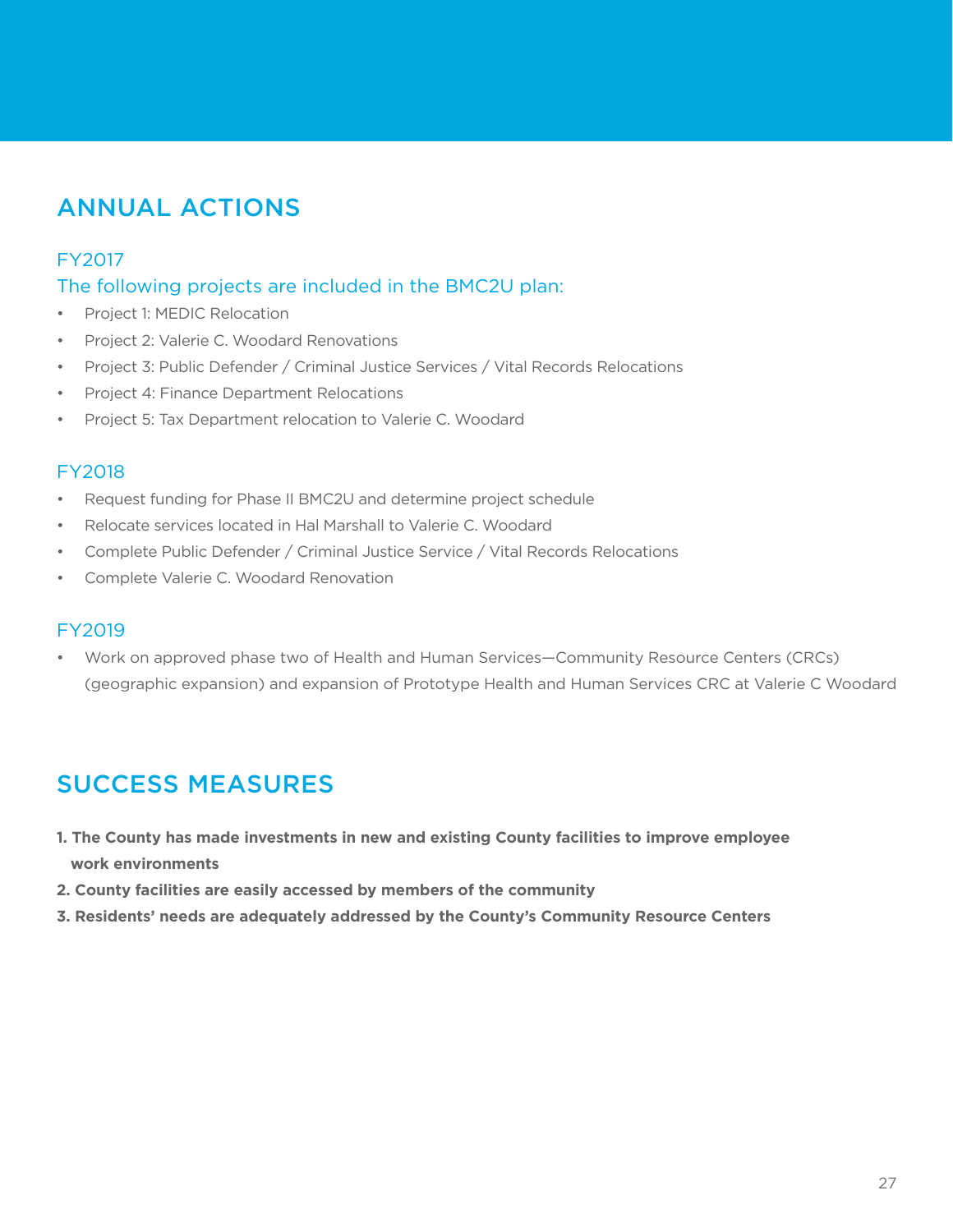## ANNUAL ACTIONS

### FY2017

### The following projects are included in the BMC2U plan:

- Project 1: MEDIC Relocation
- Project 2: Valerie C. Woodard Renovations
- Project 3: Public Defender / Criminal Justice Services / Vital Records Relocations
- Project 4: Finance Department Relocations
- Project 5: Tax Department relocation to Valerie C. Woodard

### FY2018

- Request funding for Phase II BMC2U and determine project schedule
- Relocate services located in Hal Marshall to Valerie C. Woodard
- Complete Public Defender / Criminal Justice Service / Vital Records Relocations
- Complete Valerie C. Woodard Renovation

### FY2019

- Work on approved phase two of Health and Human Services—Community Resource Centers (CRCs) (geographic expansion) and expansion of Prototype Health and Human Services CRC at Valerie C Woodard

## SUCCESS MEASURES

1. **The County has made investments in new and existing County facilities to improve employee work environments**
2. **County facilities are easily accessed by members of the community**
3. **Residents' needs are adequately addressed by the County's Community Resource Centers**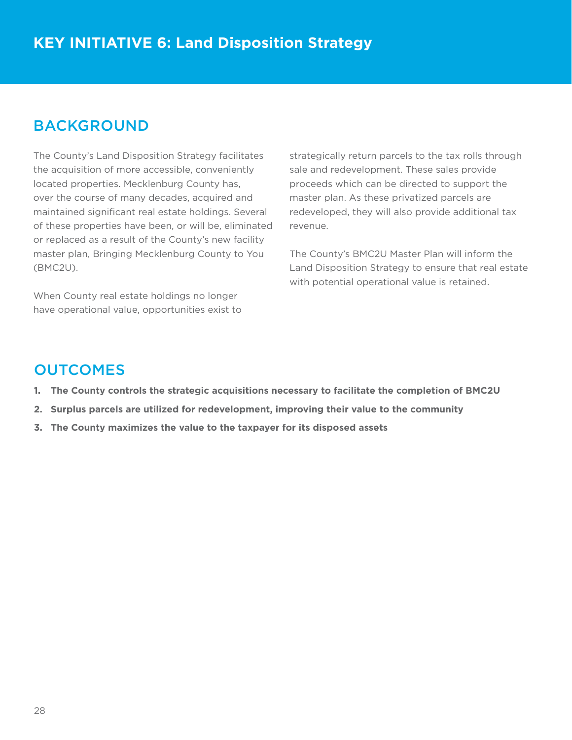# KEY INITIATIVE 6: Land Disposition Strategy

## BACKGROUND

The County's Land Disposition Strategy facilitates the acquisition of more accessible, conveniently located properties. Mecklenburg County has, over the course of many decades, acquired and maintained significant real estate holdings. Several of these properties have been, or will be, eliminated or replaced as a result of the County's new facility master plan, Bringing Mecklenburg County to You (BMC2U).

When County real estate holdings no longer have operational value, opportunities exist to strategically return parcels to the tax rolls through sale and redevelopment. These sales provide proceeds which can be directed to support the master plan. As these privatized parcels are redeveloped, they will also provide additional tax revenue.

The County's BMC2U Master Plan will inform the Land Disposition Strategy to ensure that real estate with potential operational value is retained.

## OUTCOMES

1. **The County controls the strategic acquisitions necessary to facilitate the completion of BMC2U**
2. **Surplus parcels are utilized for redevelopment, improving their value to the community**
3. **The County maximizes the value to the taxpayer for its disposed assets**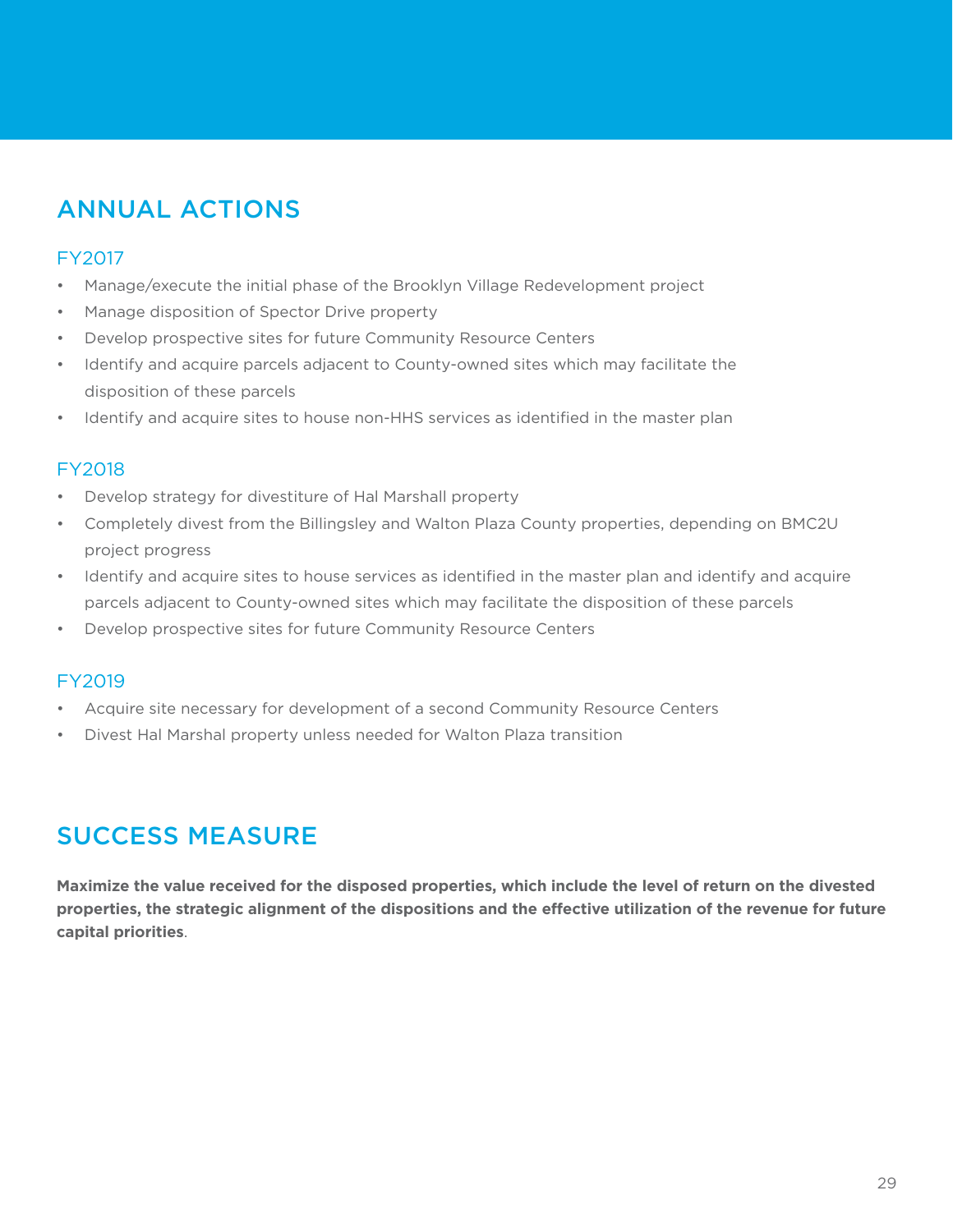## ANNUAL ACTIONS

### FY2017

- Manage/execute the initial phase of the Brooklyn Village Redevelopment project
- Manage disposition of Spector Drive property
- Develop prospective sites for future Community Resource Centers
- Identify and acquire parcels adjacent to County-owned sites which may facilitate the disposition of these parcels
- Identify and acquire sites to house non-HHS services as identified in the master plan

### FY2018

- Develop strategy for divestiture of Hal Marshall property
- Completely divest from the Billingsley and Walton Plaza County properties, depending on BMC2U project progress
- Identify and acquire sites to house services as identified in the master plan and identify and acquire parcels adjacent to County-owned sites which may facilitate the disposition of these parcels
- Develop prospective sites for future Community Resource Centers

### FY2019

- Acquire site necessary for development of a second Community Resource Centers
- Divest Hal Marshal property unless needed for Walton Plaza transition

## SUCCESS MEASURE

**Maximize the value received for the disposed properties, which include the level of return on the divested properties, the strategic alignment of the dispositions and the effective utilization of the revenue for future capital priorities**.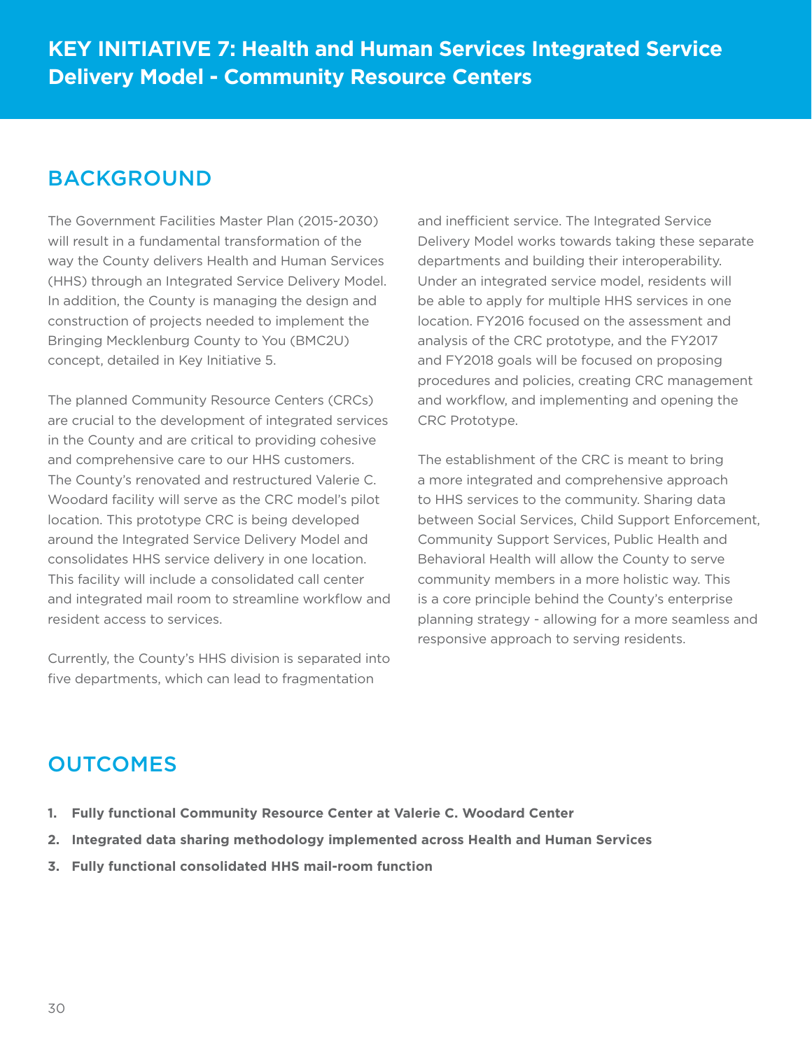# KEY INITIATIVE 7: Health and Human Services Integrated Service Delivery Model - Community Resource Centers

## BACKGROUND

The Government Facilities Master Plan (2015-2030) will result in a fundamental transformation of the way the County delivers Health and Human Services (HHS) through an Integrated Service Delivery Model. In addition, the County is managing the design and construction of projects needed to implement the Bringing Mecklenburg County to You (BMC2U) concept, detailed in Key Initiative 5.

The planned Community Resource Centers (CRCs) are crucial to the development of integrated services in the County and are critical to providing cohesive and comprehensive care to our HHS customers. The County's renovated and restructured Valerie C. Woodard facility will serve as the CRC model's pilot location. This prototype CRC is being developed around the Integrated Service Delivery Model and consolidates HHS service delivery in one location. This facility will include a consolidated call center and integrated mail room to streamline workflow and resident access to services.

Currently, the County's HHS division is separated into five departments, which can lead to fragmentation and inefficient service. The Integrated Service Delivery Model works towards taking these separate departments and building their interoperability. Under an integrated service model, residents will be able to apply for multiple HHS services in one location. FY2016 focused on the assessment and analysis of the CRC prototype, and the FY2017 and FY2018 goals will be focused on proposing procedures and policies, creating CRC management and workflow, and implementing and opening the CRC Prototype.

The establishment of the CRC is meant to bring a more integrated and comprehensive approach to HHS services to the community. Sharing data between Social Services, Child Support Enforcement, Community Support Services, Public Health and Behavioral Health will allow the County to serve community members in a more holistic way. This is a core principle behind the County's enterprise planning strategy - allowing for a more seamless and responsive approach to serving residents.

## OUTCOMES

1. **Fully functional Community Resource Center at Valerie C. Woodard Center**
2. **Integrated data sharing methodology implemented across Health and Human Services**
3. **Fully functional consolidated HHS mail-room function**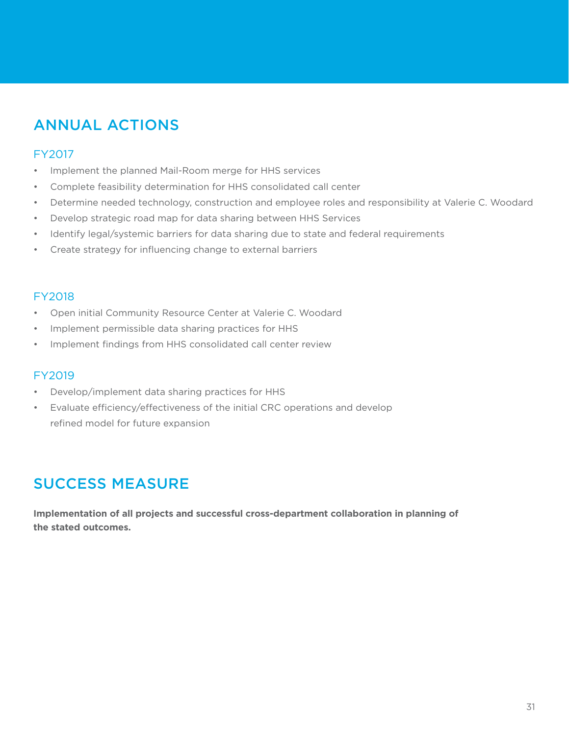## ANNUAL ACTIONS

### FY2017

- Implement the planned Mail-Room merge for HHS services
- Complete feasibility determination for HHS consolidated call center
- Determine needed technology, construction and employee roles and responsibility at Valerie C. Woodard
- Develop strategic road map for data sharing between HHS Services
- Identify legal/systemic barriers for data sharing due to state and federal requirements
- Create strategy for influencing change to external barriers

### FY2018

- Open initial Community Resource Center at Valerie C. Woodard
- Implement permissible data sharing practices for HHS
- Implement findings from HHS consolidated call center review

### FY2019

- Develop/implement data sharing practices for HHS
- Evaluate efficiency/effectiveness of the initial CRC operations and develop refined model for future expansion

## SUCCESS MEASURE

**Implementation of all projects and successful cross-department collaboration in planning of the stated outcomes.**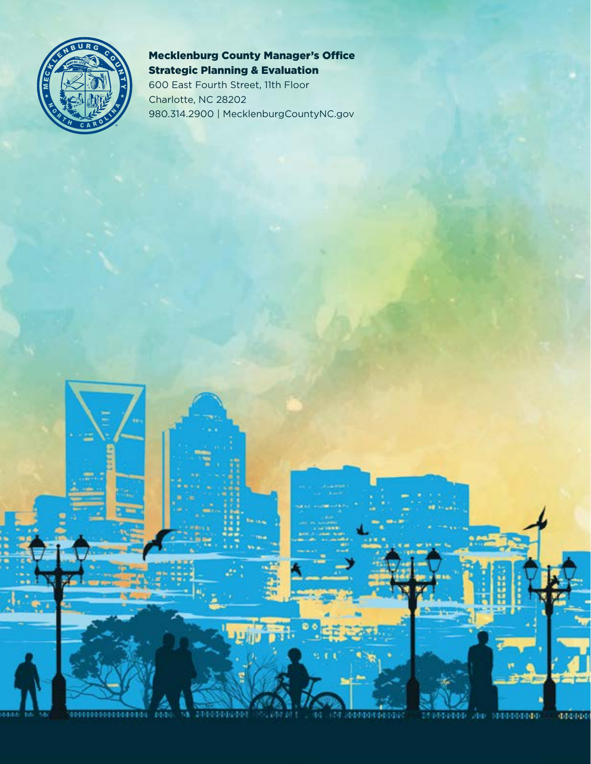**Mecklenburg County Manager's Office**
**Strategic Planning & Evaluation**

600 East Fourth Street, 11th Floor
Charlotte, NC 28202
980.314.2900 | MecklenburgCountyNC.gov